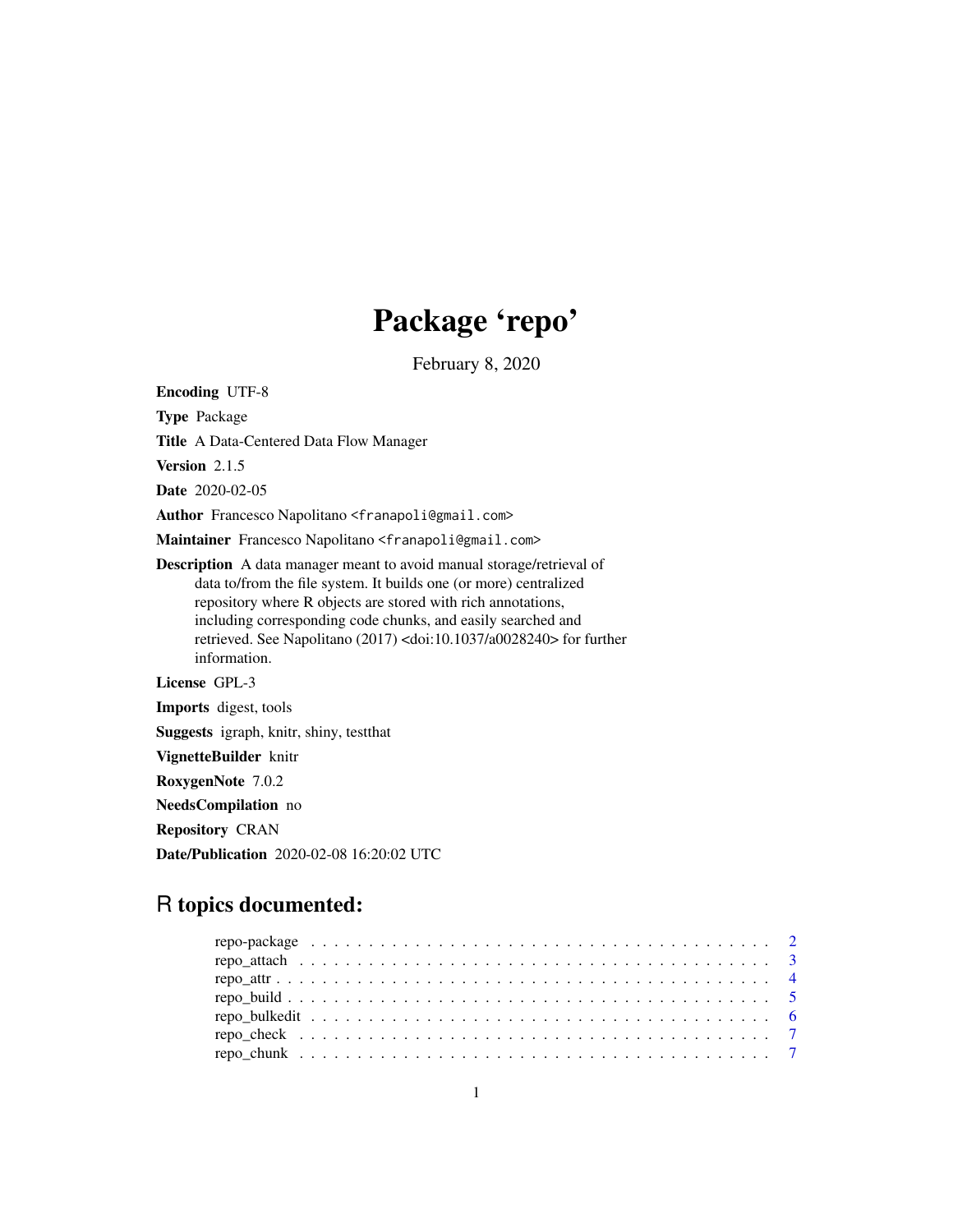# Package 'repo'

February 8, 2020

**Encoding** UTF-8

**Type** Package

**Title** A Data-Centered Data Flow Manager

**Version** 2.1.5

**Date** 2020-02-05

**Author** Francesco Napolitano <franapoli@gmail.com>

**Maintainer** Francesco Napolitano <franapoli@gmail.com>

**Description** A data manager meant to avoid manual storage/retrieval of data to/from the file system. It builds one (or more) centralized repository where R objects are stored with rich annotations, including corresponding code chunks, and easily searched and retrieved. See Napolitano (2017) <doi:10.1037/a0028240> for further information.

**License** GPL-3

**Imports** digest, tools

**Suggests** igraph, knitr, shiny, testthat

**VignetteBuilder** knitr

**RoxygenNote** 7.0.2

**NeedsCompilation** no

**Repository** CRAN

**Date/Publication** 2020-02-08 16:20:02 UTC

## R topics documented:

| | |
|---|---|
| repo-package | 2 |
| repo_attach | 3 |
| repo_attr | 4 |
| repo_build | 5 |
| repo_bulkedit | 6 |
| repo_check | 7 |
| repo_chunk | 7 |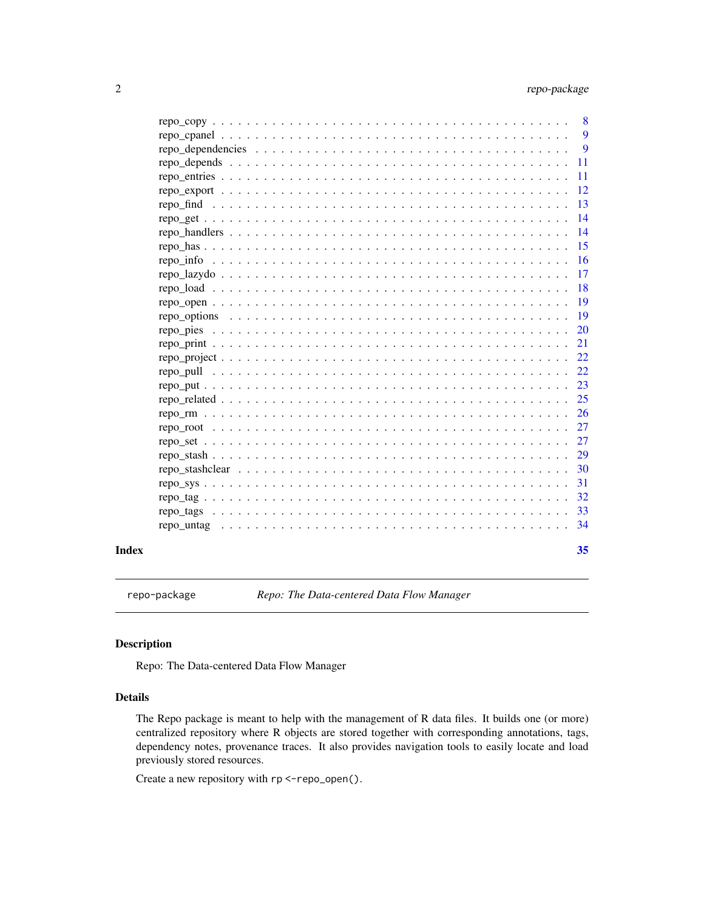repo_copy . . . . . . . . . . . . . . . . . . . . . . . . . . . . . . . . . . . . . . 8
repo_cpanel . . . . . . . . . . . . . . . . . . . . . . . . . . . . . . . . . . . . . 9
repo_dependencies . . . . . . . . . . . . . . . . . . . . . . . . . . . . . . . . . . 9
repo_depends . . . . . . . . . . . . . . . . . . . . . . . . . . . . . . . . . . . . 11
repo_entries . . . . . . . . . . . . . . . . . . . . . . . . . . . . . . . . . . . . 11
repo_export . . . . . . . . . . . . . . . . . . . . . . . . . . . . . . . . . . . . 12
repo_find . . . . . . . . . . . . . . . . . . . . . . . . . . . . . . . . . . . . . 13
repo_get . . . . . . . . . . . . . . . . . . . . . . . . . . . . . . . . . . . . . . 14
repo_handlers . . . . . . . . . . . . . . . . . . . . . . . . . . . . . . . . . . . 14
repo_has . . . . . . . . . . . . . . . . . . . . . . . . . . . . . . . . . . . . . . 15
repo_info . . . . . . . . . . . . . . . . . . . . . . . . . . . . . . . . . . . . . 16
repo_lazydo . . . . . . . . . . . . . . . . . . . . . . . . . . . . . . . . . . . . 17
repo_load . . . . . . . . . . . . . . . . . . . . . . . . . . . . . . . . . . . . . 18
repo_open . . . . . . . . . . . . . . . . . . . . . . . . . . . . . . . . . . . . . 19
repo_options . . . . . . . . . . . . . . . . . . . . . . . . . . . . . . . . . . . . 19
repo_pies . . . . . . . . . . . . . . . . . . . . . . . . . . . . . . . . . . . . . 20
repo_print . . . . . . . . . . . . . . . . . . . . . . . . . . . . . . . . . . . . . 21
repo_project . . . . . . . . . . . . . . . . . . . . . . . . . . . . . . . . . . . . 22
repo_pull . . . . . . . . . . . . . . . . . . . . . . . . . . . . . . . . . . . . . 22
repo_put . . . . . . . . . . . . . . . . . . . . . . . . . . . . . . . . . . . . . . 23
repo_related . . . . . . . . . . . . . . . . . . . . . . . . . . . . . . . . . . . . 25
repo_rm . . . . . . . . . . . . . . . . . . . . . . . . . . . . . . . . . . . . . . 26
repo_root . . . . . . . . . . . . . . . . . . . . . . . . . . . . . . . . . . . . . 27
repo_set . . . . . . . . . . . . . . . . . . . . . . . . . . . . . . . . . . . . . . 27
repo_stash . . . . . . . . . . . . . . . . . . . . . . . . . . . . . . . . . . . . . 29
repo_stashclear . . . . . . . . . . . . . . . . . . . . . . . . . . . . . . . . . . 30
repo_sys . . . . . . . . . . . . . . . . . . . . . . . . . . . . . . . . . . . . . . 31
repo_tag . . . . . . . . . . . . . . . . . . . . . . . . . . . . . . . . . . . . . . 32
repo_tags . . . . . . . . . . . . . . . . . . . . . . . . . . . . . . . . . . . . . 33
repo_untag . . . . . . . . . . . . . . . . . . . . . . . . . . . . . . . . . . . . . 34

**Index** **35**

---

`repo-package` *Repo: The Data-centered Data Flow Manager*

---

## Description

Repo: The Data-centered Data Flow Manager

## Details

The Repo package is meant to help with the management of R data files. It builds one (or more) centralized repository where R objects are stored together with corresponding annotations, tags, dependency notes, provenance traces. It also provides navigation tools to easily locate and load previously stored resources.

Create a new repository with `rp <-repo_open()`.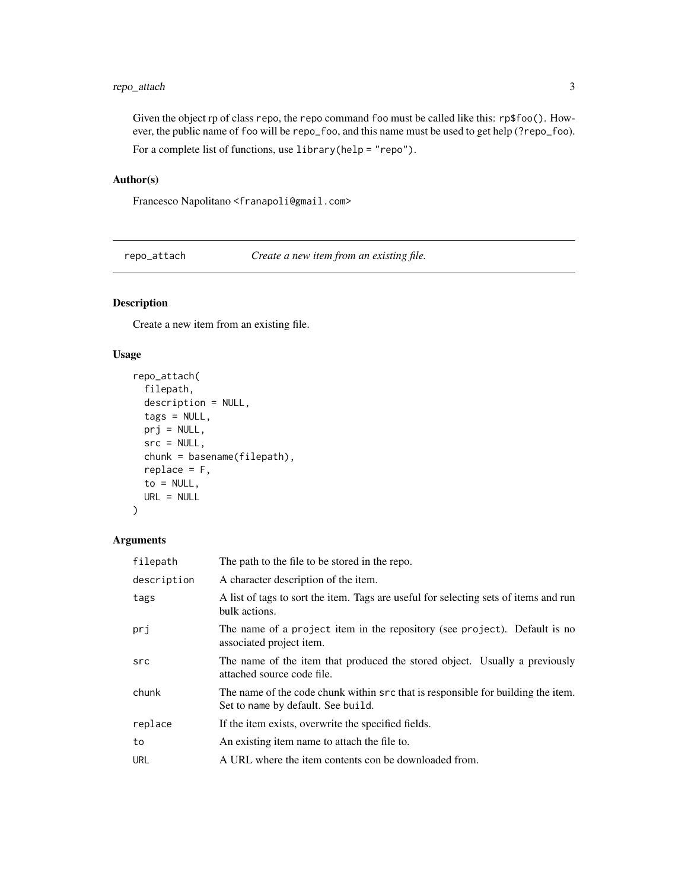Given the object rp of class `repo`, the `repo` command `foo` must be called like this: `rp$foo()`. However, the public name of `foo` will be `repo_foo`, and this name must be used to get help (`?repo_foo`).

For a complete list of functions, use `library(help = "repo")`.

### Author(s)

Francesco Napolitano <franapoli@gmail.com>

---

## repo_attach — *Create a new item from an existing file.*

---

### Description

Create a new item from an existing file.

### Usage

```
repo_attach(
  filepath,
  description = NULL,
  tags = NULL,
  prj = NULL,
  src = NULL,
  chunk = basename(filepath),
  replace = F,
  to = NULL,
  URL = NULL
)
```

### Arguments

| | |
|---|---|
| `filepath` | The path to the file to be stored in the repo. |
| `description` | A character description of the item. |
| `tags` | A list of tags to sort the item. Tags are useful for selecting sets of items and run bulk actions. |
| `prj` | The name of a `project` item in the repository (see `project`). Default is no associated project item. |
| `src` | The name of the item that produced the stored object. Usually a previously attached source code file. |
| `chunk` | The name of the code chunk within `src` that is responsible for building the item. Set to `name` by default. See `build`. |
| `replace` | If the item exists, overwrite the specified fields. |
| `to` | An existing item name to attach the file to. |
| `URL` | A URL where the item contents con be downloaded from. |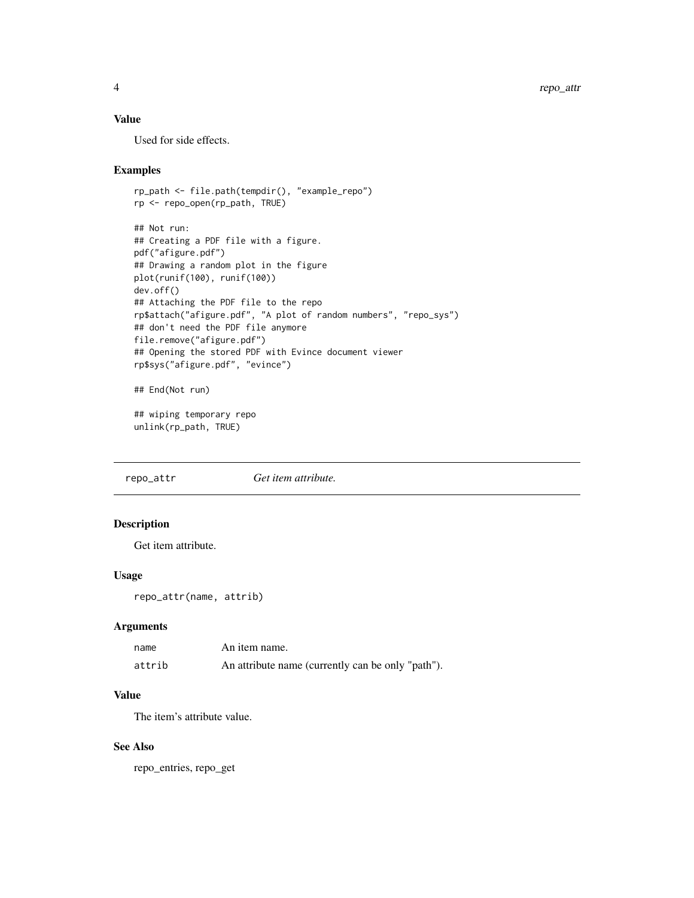### Value

Used for side effects.

### Examples

```
rp_path <- file.path(tempdir(), "example_repo")
rp <- repo_open(rp_path, TRUE)

## Not run:
## Creating a PDF file with a figure.
pdf("afigure.pdf")
## Drawing a random plot in the figure
plot(runif(100), runif(100))
dev.off()
## Attaching the PDF file to the repo
rp$attach("afigure.pdf", "A plot of random numbers", "repo_sys")
## don't need the PDF file anymore
file.remove("afigure.pdf")
## Opening the stored PDF with Evince document viewer
rp$sys("afigure.pdf", "evince")

## End(Not run)

## wiping temporary repo
unlink(rp_path, TRUE)
```

---

## repo_attr — *Get item attribute.*

---

### Description

Get item attribute.

### Usage

```
repo_attr(name, attrib)
```

### Arguments

| | |
|---|---|
| name | An item name. |
| attrib | An attribute name (currently can be only "path"). |

### Value

The item's attribute value.

### See Also

repo_entries, repo_get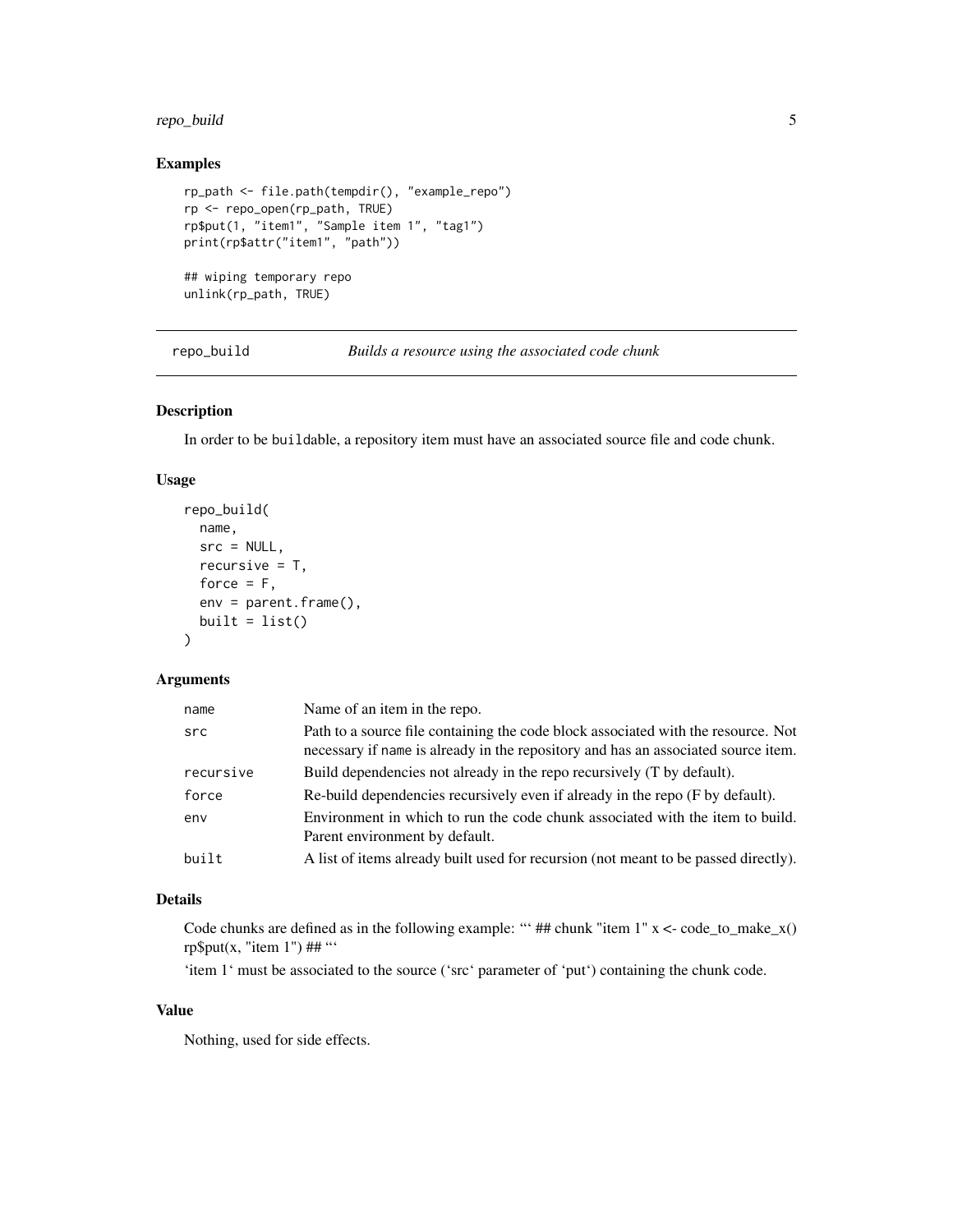## Examples

```
rp_path <- file.path(tempdir(), "example_repo")
rp <- repo_open(rp_path, TRUE)
rp$put(1, "item1", "Sample item 1", "tag1")
print(rp$attr("item1", "path"))

## wiping temporary repo
unlink(rp_path, TRUE)
```

# repo_build — *Builds a resource using the associated code chunk*

## Description

In order to be buildable, a repository item must have an associated source file and code chunk.

## Usage

```
repo_build(
  name,
  src = NULL,
  recursive = T,
  force = F,
  env = parent.frame(),
  built = list()
)
```

## Arguments

| | |
|---|---|
| name | Name of an item in the repo. |
| src | Path to a source file containing the code block associated with the resource. Not necessary if name is already in the repository and has an associated source item. |
| recursive | Build dependencies not already in the repo recursively (T by default). |
| force | Re-build dependencies recursively even if already in the repo (F by default). |
| env | Environment in which to run the code chunk associated with the item to build. Parent environment by default. |
| built | A list of items already built used for recursion (not meant to be passed directly). |

## Details

Code chunks are defined as in the following example: ``` ## chunk "item 1" x <- code_to_make_x() rp$put(x, "item 1") ## ```

'item 1' must be associated to the source ('src' parameter of 'put') containing the chunk code.

## Value

Nothing, used for side effects.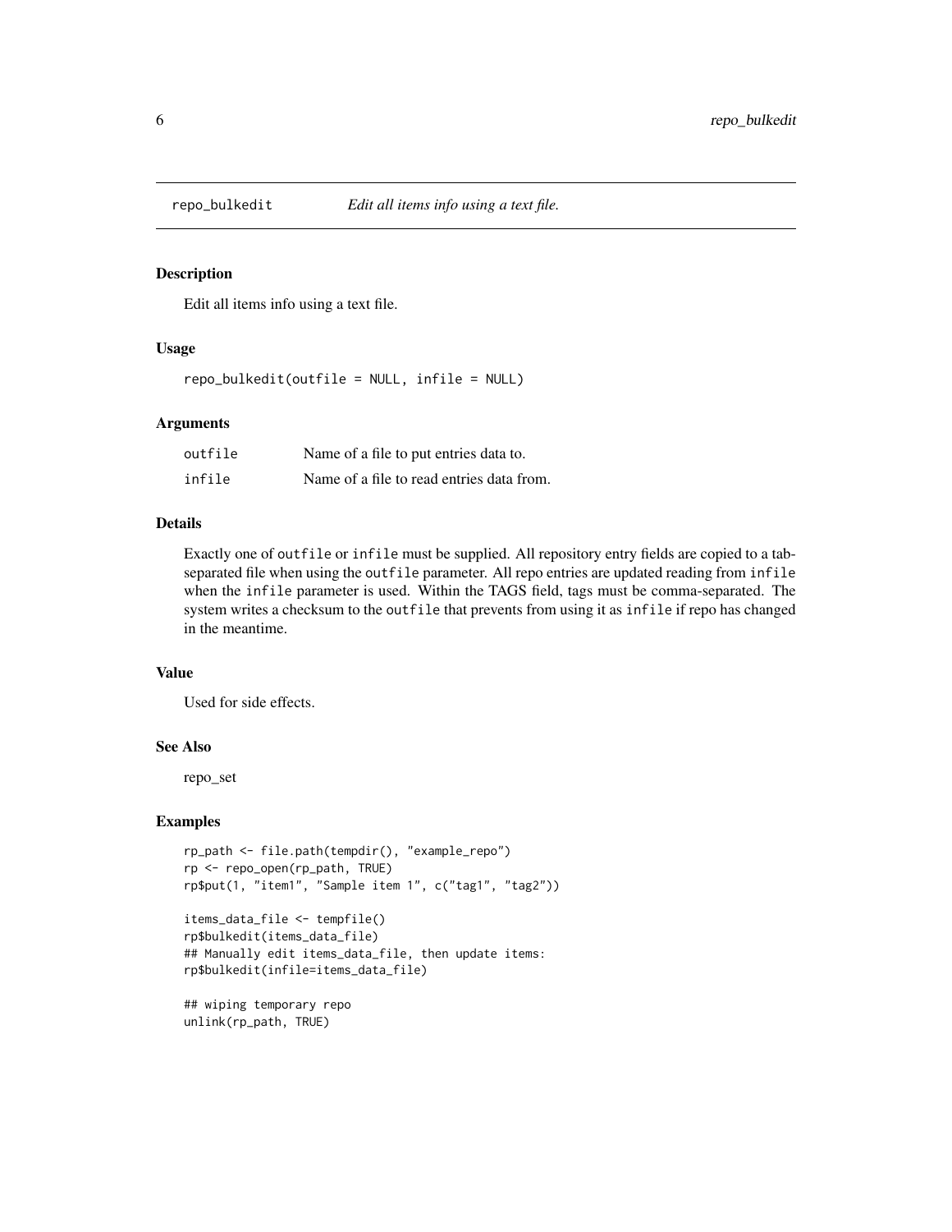# repo_bulkedit — *Edit all items info using a text file.*

## Description

Edit all items info using a text file.

## Usage

```
repo_bulkedit(outfile = NULL, infile = NULL)
```

## Arguments

| | |
|---|---|
| outfile | Name of a file to put entries data to. |
| infile | Name of a file to read entries data from. |

## Details

Exactly one of `outfile` or `infile` must be supplied. All repository entry fields are copied to a tab-separated file when using the `outfile` parameter. All repo entries are updated reading from `infile` when the `infile` parameter is used. Within the TAGS field, tags must be comma-separated. The system writes a checksum to the `outfile` that prevents from using it as `infile` if repo has changed in the meantime.

## Value

Used for side effects.

## See Also

repo_set

## Examples

```
rp_path <- file.path(tempdir(), "example_repo")
rp <- repo_open(rp_path, TRUE)
rp$put(1, "item1", "Sample item 1", c("tag1", "tag2"))

items_data_file <- tempfile()
rp$bulkedit(items_data_file)
## Manually edit items_data_file, then update items:
rp$bulkedit(infile=items_data_file)

## wiping temporary repo
unlink(rp_path, TRUE)
```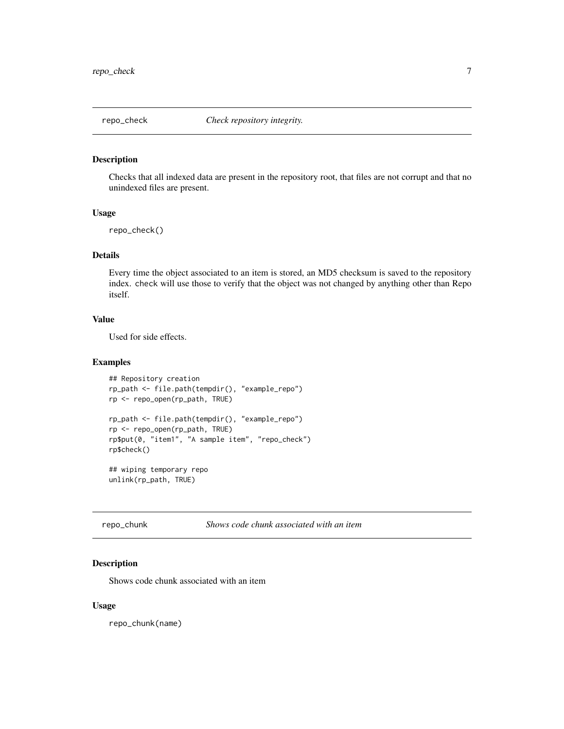## repo_check — *Check repository integrity.*

### Description

Checks that all indexed data are present in the repository root, that files are not corrupt and that no unindexed files are present.

### Usage

```
repo_check()
```

### Details

Every time the object associated to an item is stored, an MD5 checksum is saved to the repository index. `check` will use those to verify that the object was not changed by anything other than Repo itself.

### Value

Used for side effects.

### Examples

```
## Repository creation
rp_path <- file.path(tempdir(), "example_repo")
rp <- repo_open(rp_path, TRUE)

rp_path <- file.path(tempdir(), "example_repo")
rp <- repo_open(rp_path, TRUE)
rp$put(0, "item1", "A sample item", "repo_check")
rp$check()

## wiping temporary repo
unlink(rp_path, TRUE)
```

## repo_chunk — *Shows code chunk associated with an item*

### Description

Shows code chunk associated with an item

### Usage

```
repo_chunk(name)
```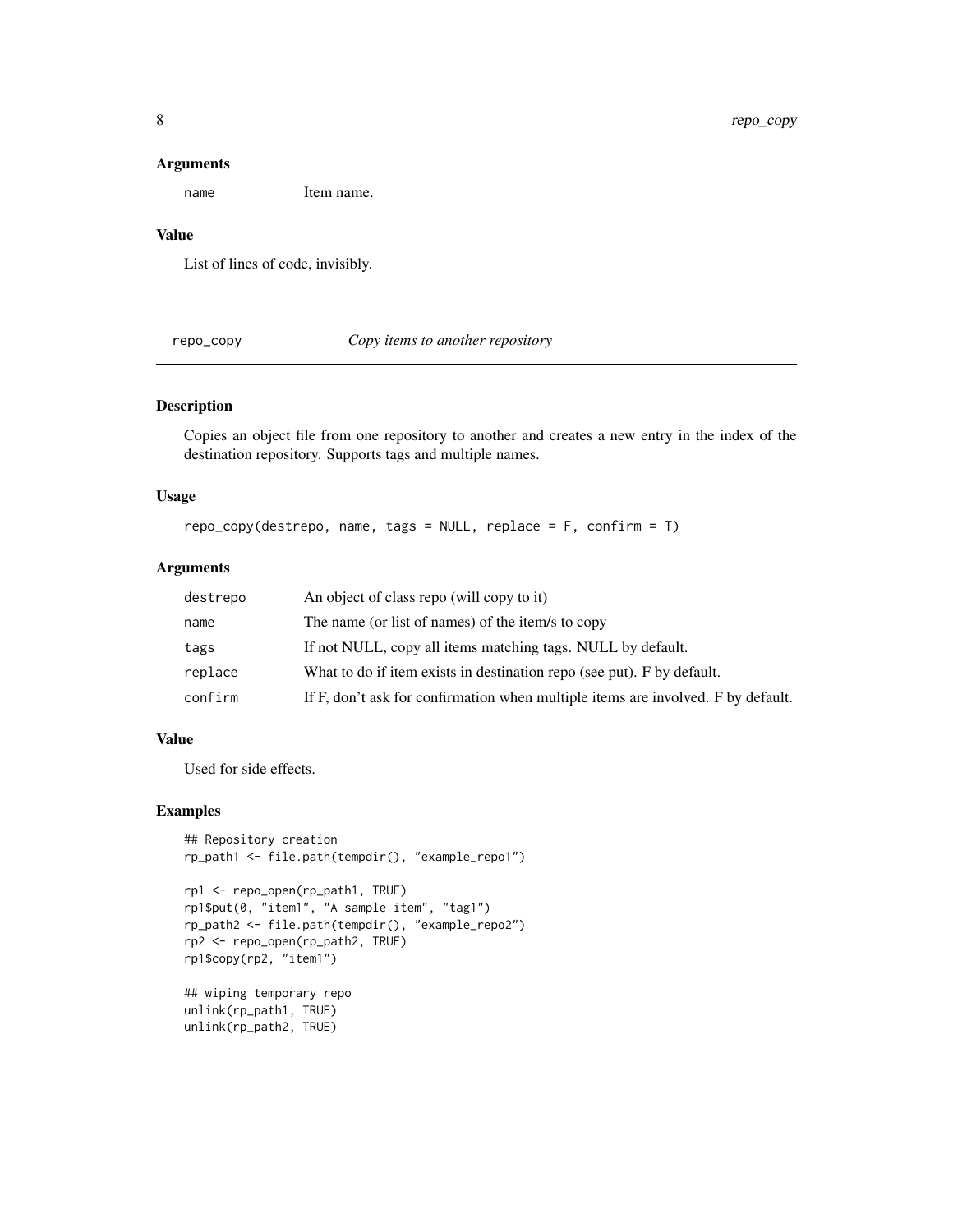### Arguments

| | |
|---|---|
| name | Item name. |

### Value

List of lines of code, invisibly.

---

## repo_copy — *Copy items to another repository*

### Description

Copies an object file from one repository to another and creates a new entry in the index of the destination repository. Supports tags and multiple names.

### Usage

```
repo_copy(destrepo, name, tags = NULL, replace = F, confirm = T)
```

### Arguments

| | |
|---|---|
| destrepo | An object of class repo (will copy to it) |
| name | The name (or list of names) of the item/s to copy |
| tags | If not NULL, copy all items matching tags. NULL by default. |
| replace | What to do if item exists in destination repo (see put). F by default. |
| confirm | If F, don't ask for confirmation when multiple items are involved. F by default. |

### Value

Used for side effects.

### Examples

```
## Repository creation
rp_path1 <- file.path(tempdir(), "example_repo1")

rp1 <- repo_open(rp_path1, TRUE)
rp1$put(0, "item1", "A sample item", "tag1")
rp_path2 <- file.path(tempdir(), "example_repo2")
rp2 <- repo_open(rp_path2, TRUE)
rp1$copy(rp2, "item1")

## wiping temporary repo
unlink(rp_path1, TRUE)
unlink(rp_path2, TRUE)
```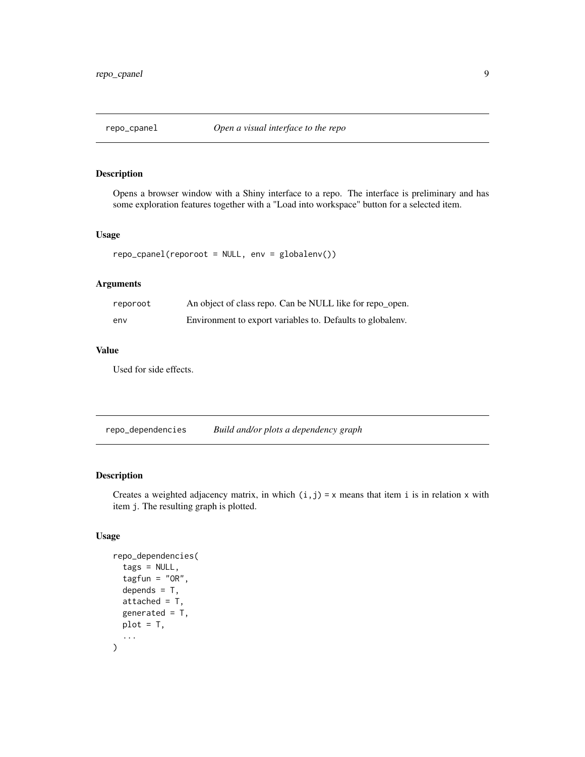## repo_cpanel *Open a visual interface to the repo*

### Description

Opens a browser window with a Shiny interface to a repo. The interface is preliminary and has some exploration features together with a "Load into workspace" button for a selected item.

### Usage

```
repo_cpanel(reporoot = NULL, env = globalenv())
```

### Arguments

| | |
|---|---|
| reporoot | An object of class repo. Can be NULL like for repo_open. |
| env | Environment to export variables to. Defaults to globalenv. |

### Value

Used for side effects.

## repo_dependencies *Build and/or plots a dependency graph*

### Description

Creates a weighted adjacency matrix, in which `(i,j) = x` means that item `i` is in relation `x` with item `j`. The resulting graph is plotted.

### Usage

```
repo_dependencies(
  tags = NULL,
  tagfun = "OR",
  depends = T,
  attached = T,
  generated = T,
  plot = T,
  ...
)
```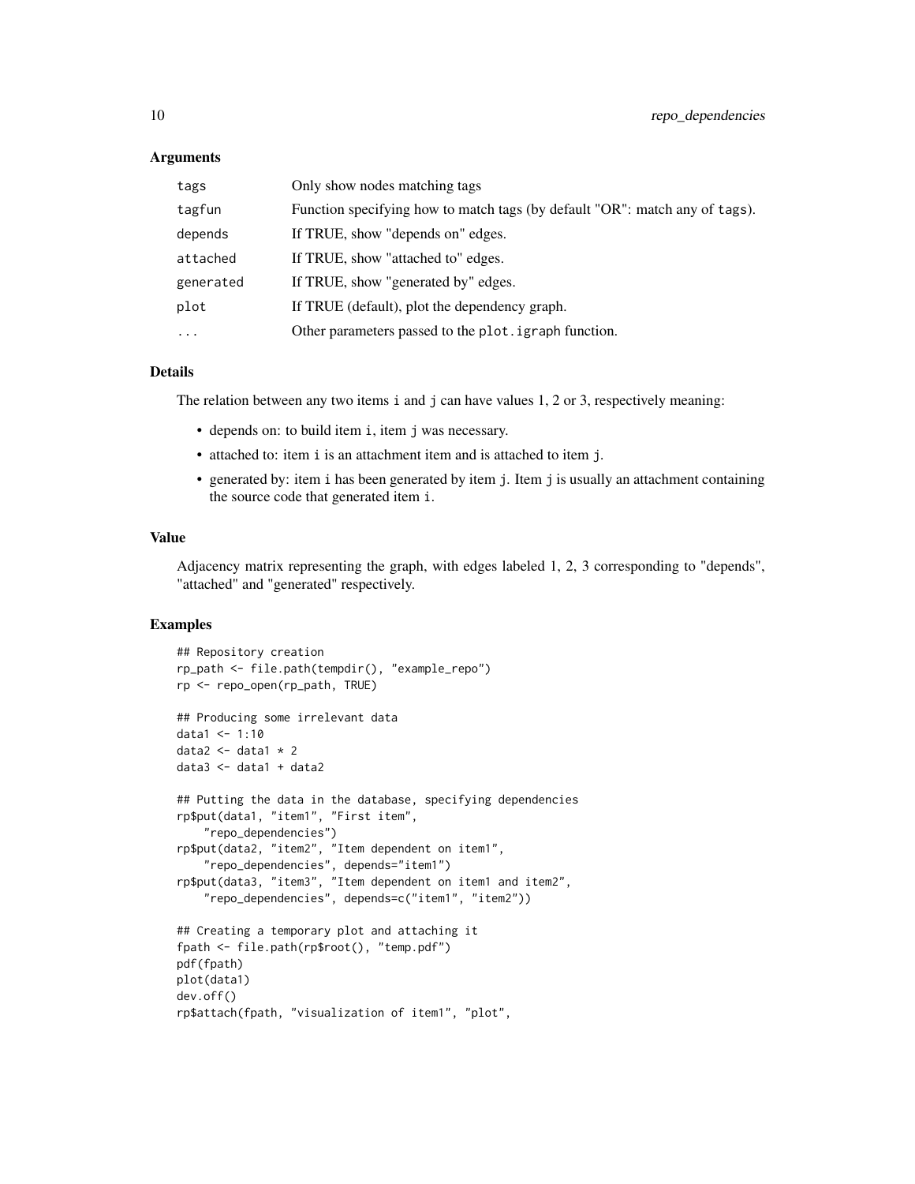### Arguments

| | |
|---|---|
| tags | Only show nodes matching tags |
| tagfun | Function specifying how to match tags (by default "OR": match any of tags). |
| depends | If TRUE, show "depends on" edges. |
| attached | If TRUE, show "attached to" edges. |
| generated | If TRUE, show "generated by" edges. |
| plot | If TRUE (default), plot the dependency graph. |
| ... | Other parameters passed to the plot.igraph function. |

### Details

The relation between any two items i and j can have values 1, 2 or 3, respectively meaning:

- depends on: to build item i, item j was necessary.
- attached to: item i is an attachment item and is attached to item j.
- generated by: item i has been generated by item j. Item j is usually an attachment containing the source code that generated item i.

### Value

Adjacency matrix representing the graph, with edges labeled 1, 2, 3 corresponding to "depends", "attached" and "generated" respectively.

### Examples

```
## Repository creation
rp_path <- file.path(tempdir(), "example_repo")
rp <- repo_open(rp_path, TRUE)

## Producing some irrelevant data
data1 <- 1:10
data2 <- data1 * 2
data3 <- data1 + data2

## Putting the data in the database, specifying dependencies
rp$put(data1, "item1", "First item",
    "repo_dependencies")
rp$put(data2, "item2", "Item dependent on item1",
    "repo_dependencies", depends="item1")
rp$put(data3, "item3", "Item dependent on item1 and item2",
    "repo_dependencies", depends=c("item1", "item2"))

## Creating a temporary plot and attaching it
fpath <- file.path(rp$root(), "temp.pdf")
pdf(fpath)
plot(data1)
dev.off()
rp$attach(fpath, "visualization of item1", "plot",
```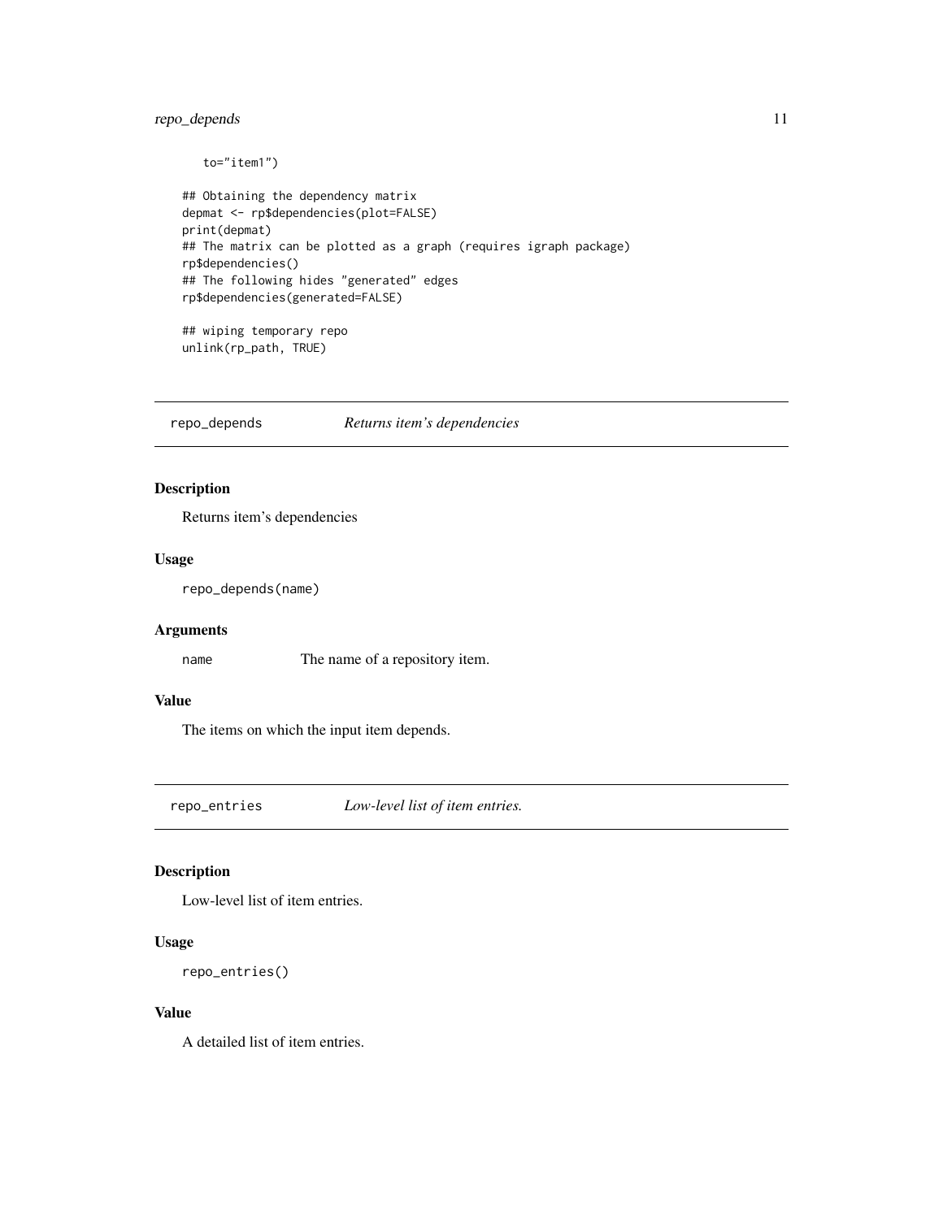```
    to="item1")

## Obtaining the dependency matrix
depmat <- rp$dependencies(plot=FALSE)
print(depmat)
## The matrix can be plotted as a graph (requires igraph package)
rp$dependencies()
## The following hides "generated" edges
rp$dependencies(generated=FALSE)

## wiping temporary repo
unlink(rp_path, TRUE)
```

## repo_depends    *Returns item's dependencies*

### Description

Returns item's dependencies

### Usage

```
repo_depends(name)
```

### Arguments

| | |
|---|---|
| name | The name of a repository item. |

### Value

The items on which the input item depends.

## repo_entries    *Low-level list of item entries.*

### Description

Low-level list of item entries.

### Usage

```
repo_entries()
```

### Value

A detailed list of item entries.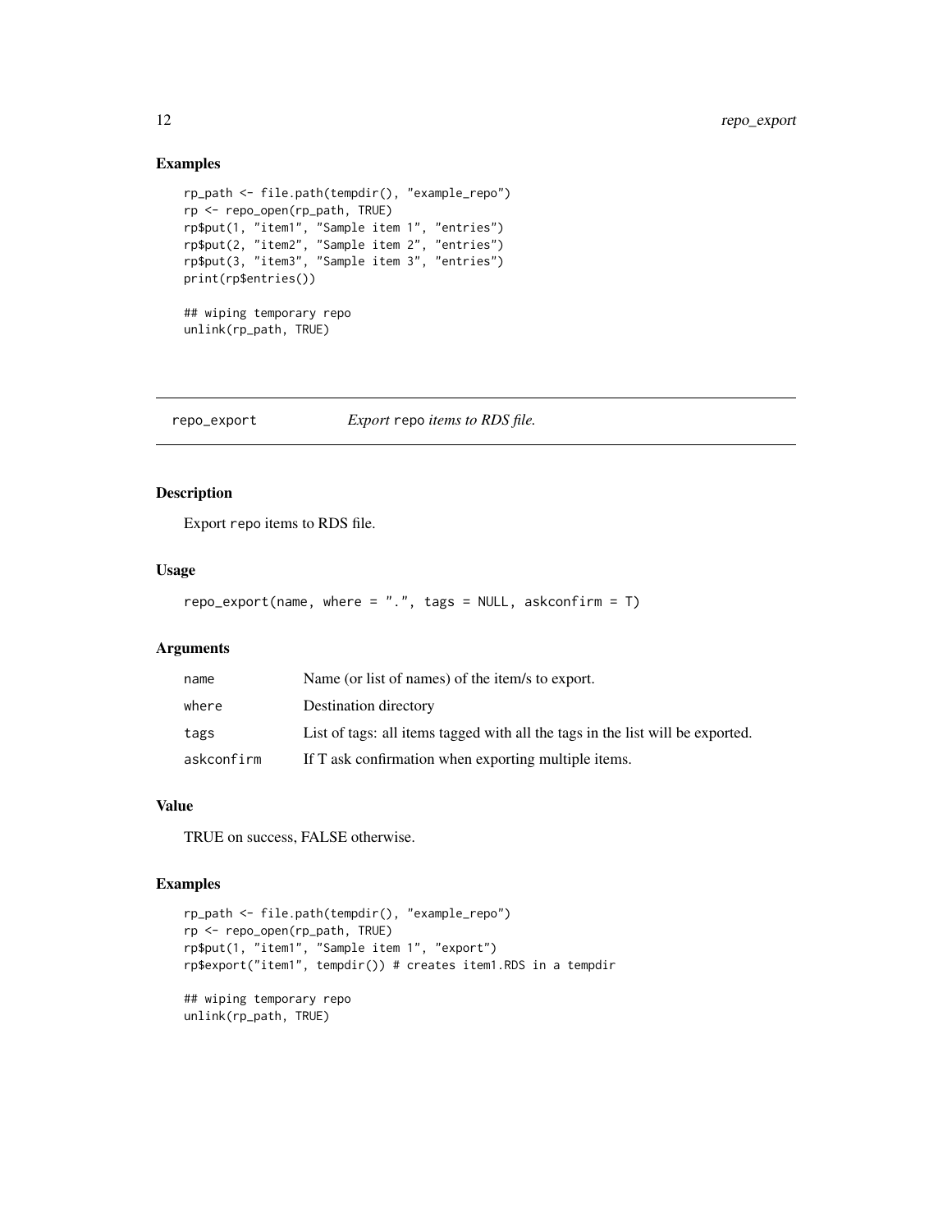### Examples

```
rp_path <- file.path(tempdir(), "example_repo")
rp <- repo_open(rp_path, TRUE)
rp$put(1, "item1", "Sample item 1", "entries")
rp$put(2, "item2", "Sample item 2", "entries")
rp$put(3, "item3", "Sample item 3", "entries")
print(rp$entries())

## wiping temporary repo
unlink(rp_path, TRUE)
```

---

## repo_export — *Export* repo *items to RDS file.*

### Description

Export repo items to RDS file.

### Usage

```
repo_export(name, where = ".", tags = NULL, askconfirm = T)
```

### Arguments

| | |
|---|---|
| name | Name (or list of names) of the item/s to export. |
| where | Destination directory |
| tags | List of tags: all items tagged with all the tags in the list will be exported. |
| askconfirm | If T ask confirmation when exporting multiple items. |

### Value

TRUE on success, FALSE otherwise.

### Examples

```
rp_path <- file.path(tempdir(), "example_repo")
rp <- repo_open(rp_path, TRUE)
rp$put(1, "item1", "Sample item 1", "export")
rp$export("item1", tempdir()) # creates item1.RDS in a tempdir

## wiping temporary repo
unlink(rp_path, TRUE)
```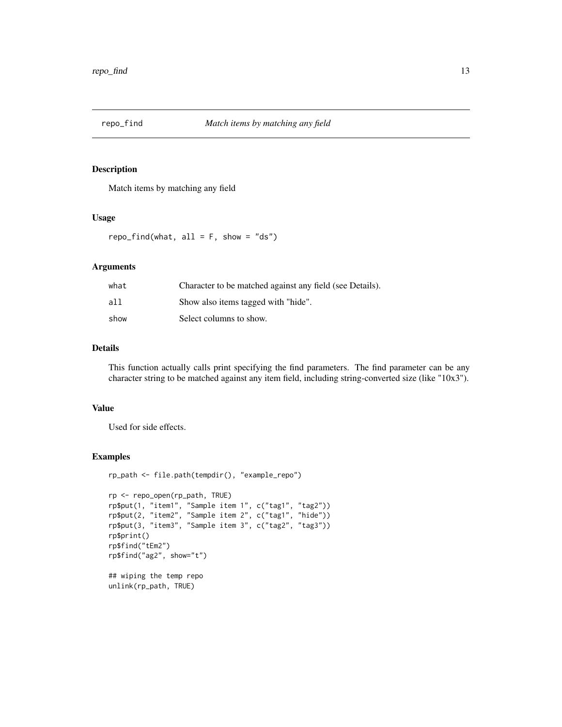# repo_find

*Match items by matching any field*

## Description

Match items by matching any field

## Usage

```
repo_find(what, all = F, show = "ds")
```

## Arguments

| | |
|---|---|
| `what` | Character to be matched against any field (see Details). |
| `all` | Show also items tagged with "hide". |
| `show` | Select columns to show. |

## Details

This function actually calls print specifying the find parameters. The find parameter can be any character string to be matched against any item field, including string-converted size (like "10x3").

## Value

Used for side effects.

## Examples

```
rp_path <- file.path(tempdir(), "example_repo")

rp <- repo_open(rp_path, TRUE)
rp$put(1, "item1", "Sample item 1", c("tag1", "tag2"))
rp$put(2, "item2", "Sample item 2", c("tag1", "hide"))
rp$put(3, "item3", "Sample item 3", c("tag2", "tag3"))
rp$print()
rp$find("tEm2")
rp$find("ag2", show="t")

## wiping the temp repo
unlink(rp_path, TRUE)
```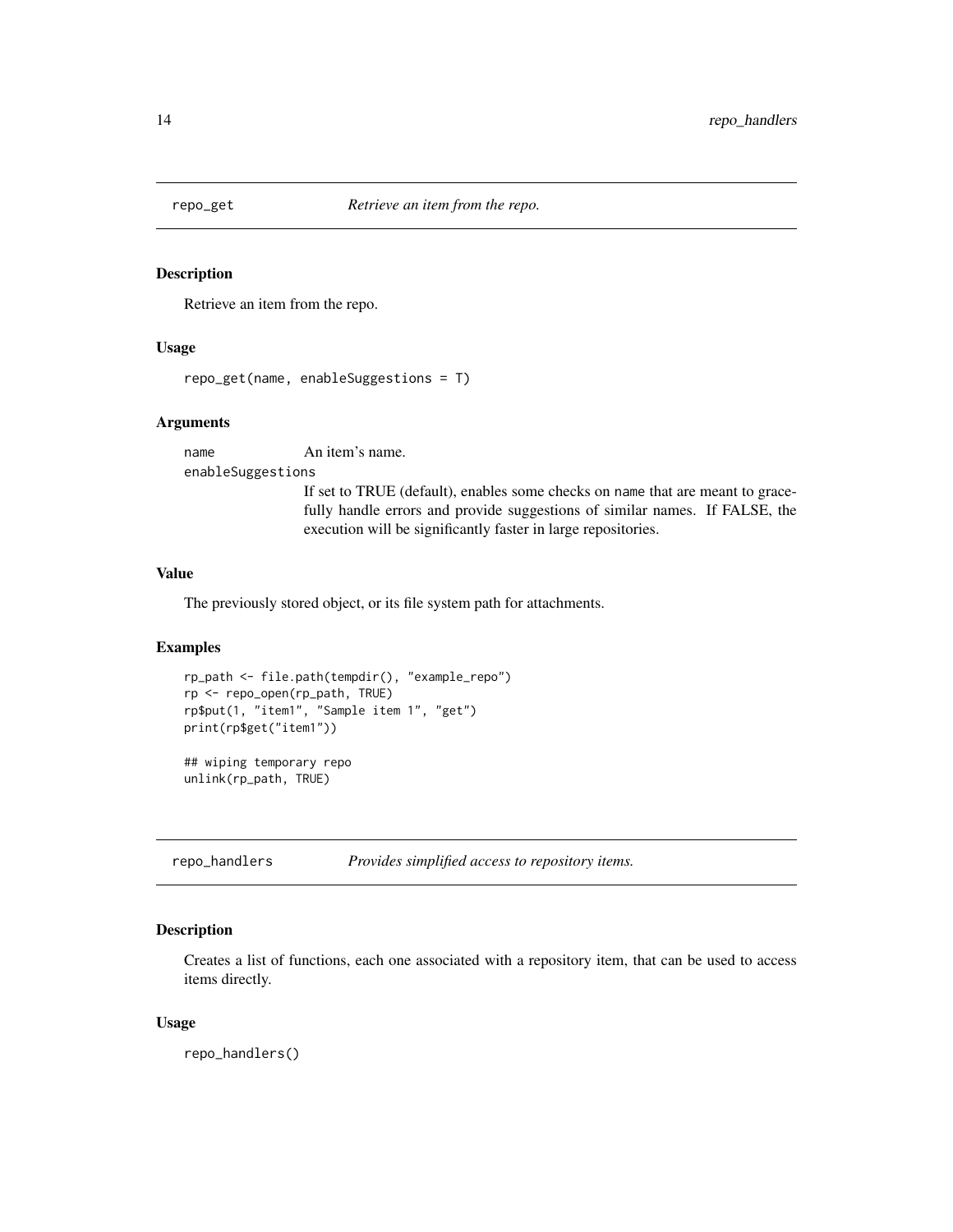## repo_get *Retrieve an item from the repo.*

### Description

Retrieve an item from the repo.

### Usage

```
repo_get(name, enableSuggestions = T)
```

### Arguments

| | |
|---|---|
| `name` | An item's name. |
| `enableSuggestions` | If set to TRUE (default), enables some checks on `name` that are meant to gracefully handle errors and provide suggestions of similar names. If FALSE, the execution will be significantly faster in large repositories. |

### Value

The previously stored object, or its file system path for attachments.

### Examples

```
rp_path <- file.path(tempdir(), "example_repo")
rp <- repo_open(rp_path, TRUE)
rp$put(1, "item1", "Sample item 1", "get")
print(rp$get("item1"))

## wiping temporary repo
unlink(rp_path, TRUE)
```

## repo_handlers *Provides simplified access to repository items.*

### Description

Creates a list of functions, each one associated with a repository item, that can be used to access items directly.

### Usage

```
repo_handlers()
```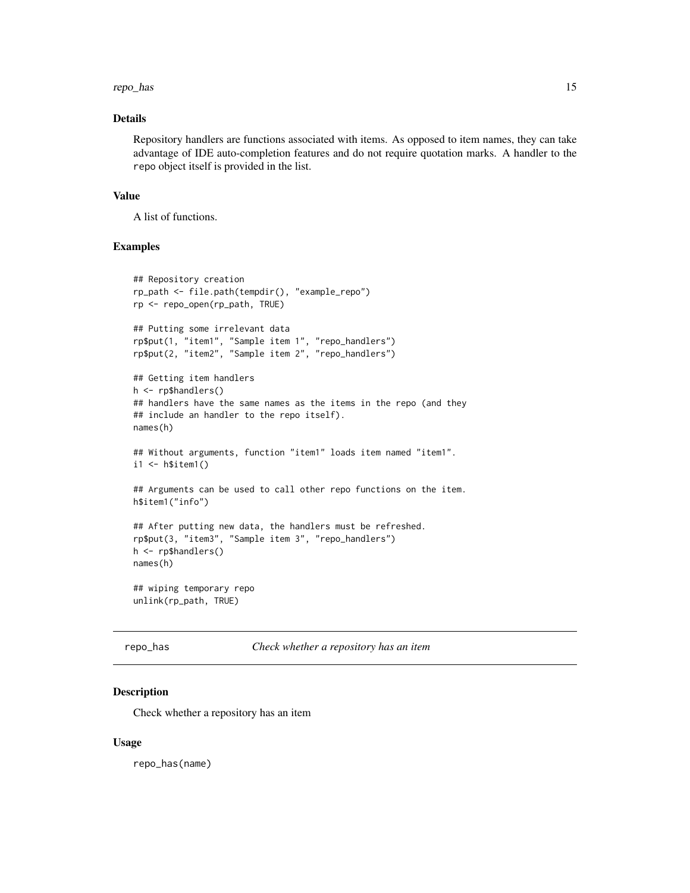### Details

Repository handlers are functions associated with items. As opposed to item names, they can take advantage of IDE auto-completion features and do not require quotation marks. A handler to the `repo` object itself is provided in the list.

### Value

A list of functions.

### Examples

```
## Repository creation
rp_path <- file.path(tempdir(), "example_repo")
rp <- repo_open(rp_path, TRUE)

## Putting some irrelevant data
rp$put(1, "item1", "Sample item 1", "repo_handlers")
rp$put(2, "item2", "Sample item 2", "repo_handlers")

## Getting item handlers
h <- rp$handlers()
## handlers have the same names as the items in the repo (and they
## include an handler to the repo itself).
names(h)

## Without arguments, function "item1" loads item named "item1".
i1 <- h$item1()

## Arguments can be used to call other repo functions on the item.
h$item1("info")

## After putting new data, the handlers must be refreshed.
rp$put(3, "item3", "Sample item 3", "repo_handlers")
h <- rp$handlers()
names(h)

## wiping temporary repo
unlink(rp_path, TRUE)
```

---

## repo_has &nbsp;&nbsp;&nbsp;&nbsp; *Check whether a repository has an item*

### Description

Check whether a repository has an item

### Usage

```
repo_has(name)
```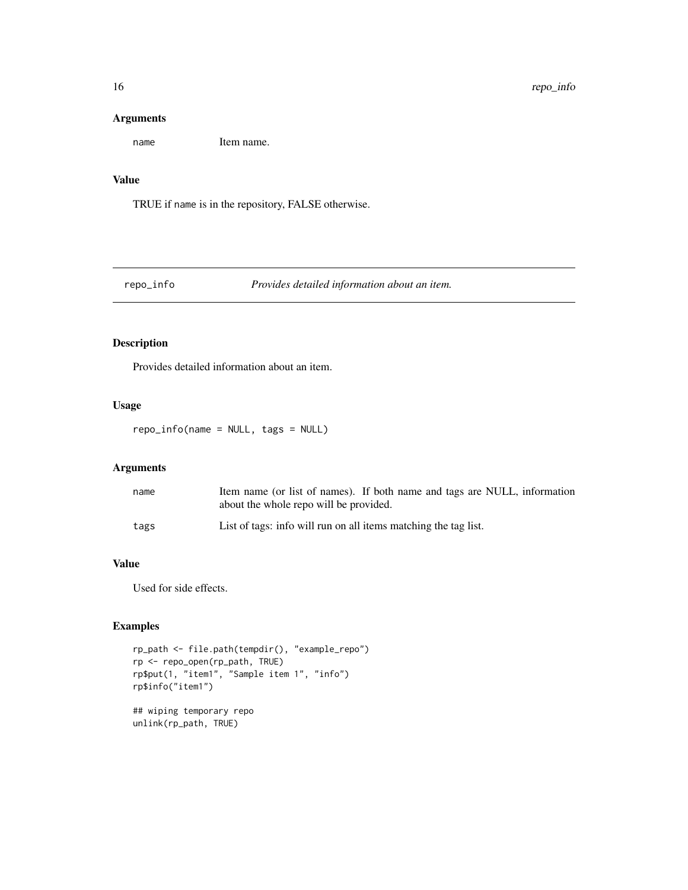### Arguments

`name` Item name.

### Value

TRUE if `name` is in the repository, FALSE otherwise.

---

## repo_info *Provides detailed information about an item.*

### Description

Provides detailed information about an item.

### Usage

```
repo_info(name = NULL, tags = NULL)
```

### Arguments

| | |
|---|---|
| `name` | Item name (or list of names). If both name and tags are NULL, information about the whole repo will be provided. |
| `tags` | List of tags: info will run on all items matching the tag list. |

### Value

Used for side effects.

### Examples

```
rp_path <- file.path(tempdir(), "example_repo")
rp <- repo_open(rp_path, TRUE)
rp$put(1, "item1", "Sample item 1", "info")
rp$info("item1")

## wiping temporary repo
unlink(rp_path, TRUE)
```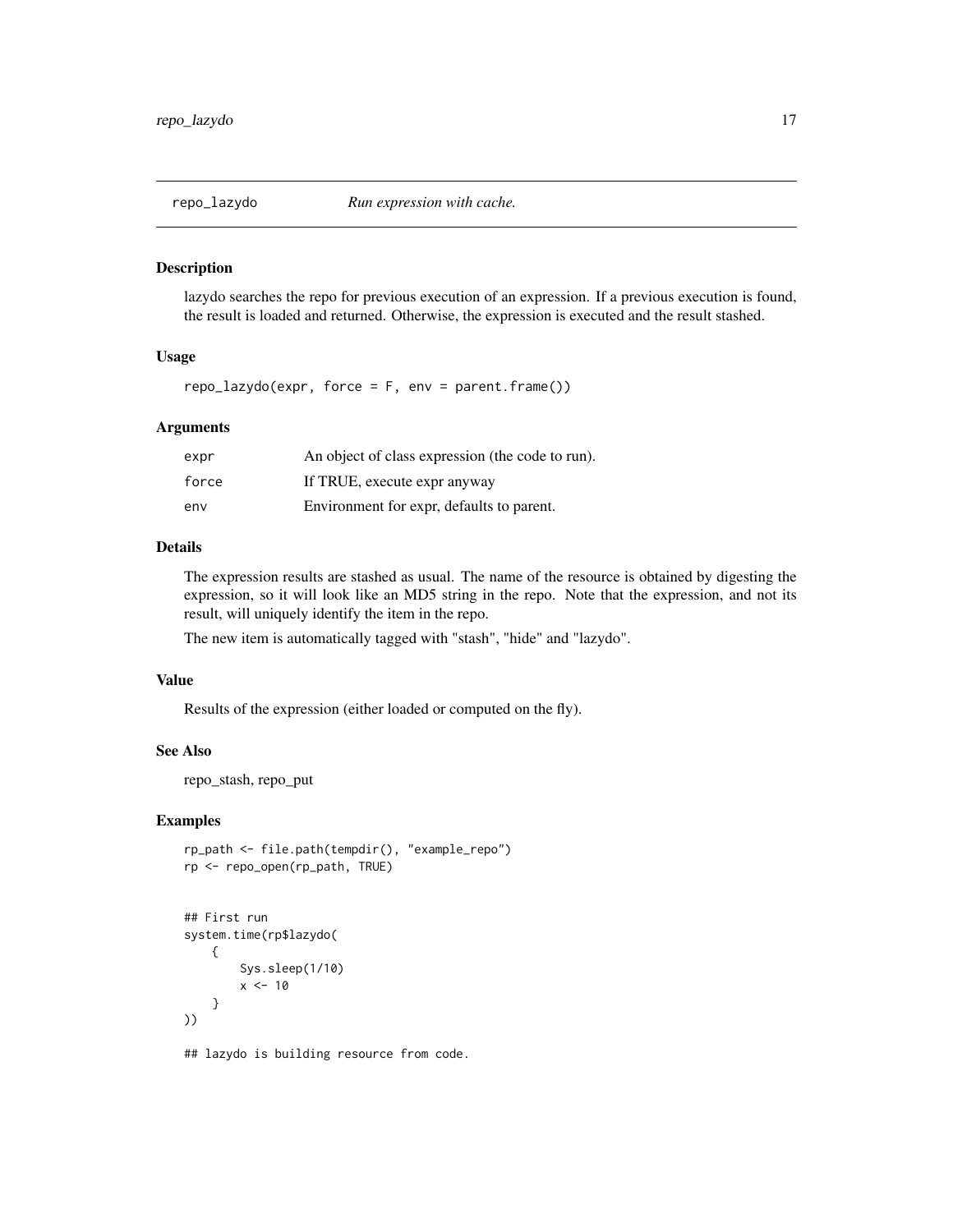# repo_lazydo *Run expression with cache.*

## Description

lazydo searches the repo for previous execution of an expression. If a previous execution is found, the result is loaded and returned. Otherwise, the expression is executed and the result stashed.

## Usage

```
repo_lazydo(expr, force = F, env = parent.frame())
```

## Arguments

| | |
|---|---|
| expr | An object of class expression (the code to run). |
| force | If TRUE, execute expr anyway |
| env | Environment for expr, defaults to parent. |

## Details

The expression results are stashed as usual. The name of the resource is obtained by digesting the expression, so it will look like an MD5 string in the repo. Note that the expression, and not its result, will uniquely identify the item in the repo.

The new item is automatically tagged with "stash", "hide" and "lazydo".

## Value

Results of the expression (either loaded or computed on the fly).

## See Also

repo_stash, repo_put

## Examples

```
rp_path <- file.path(tempdir(), "example_repo")
rp <- repo_open(rp_path, TRUE)


## First run
system.time(rp$lazydo(
    {
        Sys.sleep(1/10)
        x <- 10
    }
))

## lazydo is building resource from code.
```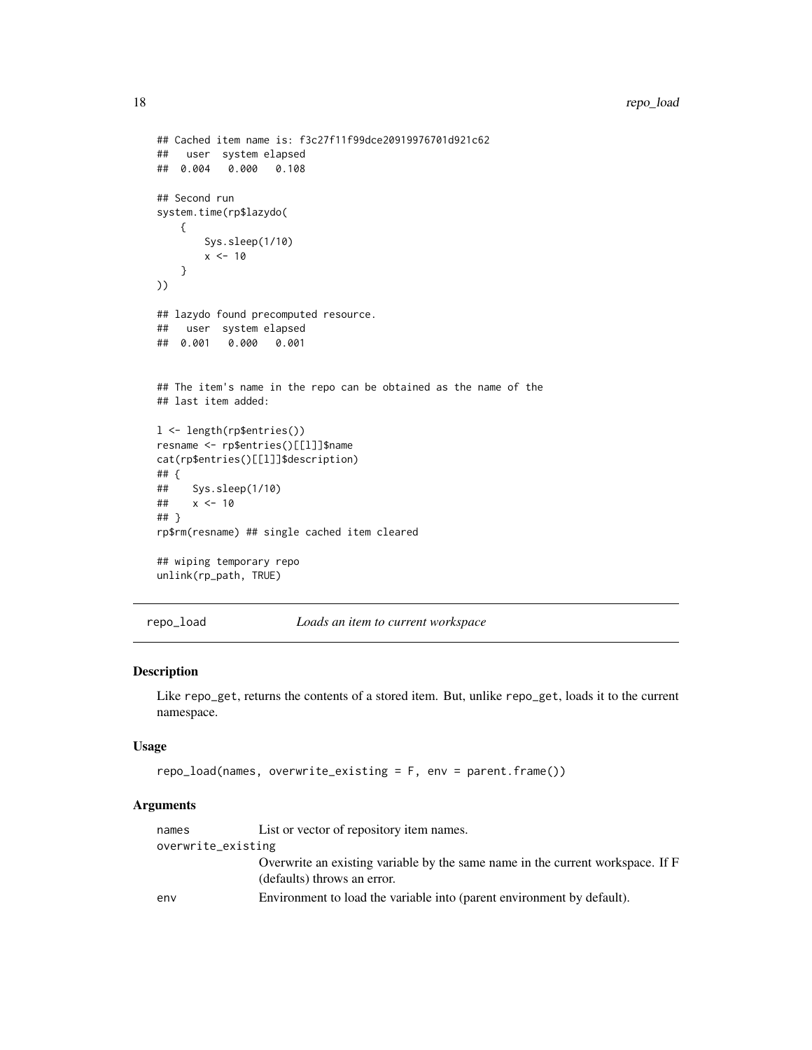```
## Cached item name is: f3c27f11f99dce20919976701d921c62
##    user  system elapsed
##  0.004   0.000   0.108

## Second run
system.time(rp$lazydo(
    {
        Sys.sleep(1/10)
        x <- 10
    }
))

## lazydo found precomputed resource.
##    user  system elapsed
##  0.001   0.000   0.001


## The item's name in the repo can be obtained as the name of the
## last item added:

l <- length(rp$entries())
resname <- rp$entries()[[l]]$name
cat(rp$entries()[[l]]$description)
## {
##     Sys.sleep(1/10)
##     x <- 10
## }
rp$rm(resname) ## single cached item cleared

## wiping temporary repo
unlink(rp_path, TRUE)
```

---

`repo_load` *Loads an item to current workspace*

---

### Description

Like `repo_get`, returns the contents of a stored item. But, unlike `repo_get`, loads it to the current namespace.

### Usage

```
repo_load(names, overwrite_existing = F, env = parent.frame())
```

### Arguments

| | |
|---|---|
| `names` | List or vector of repository item names. |
| `overwrite_existing` | Overwrite an existing variable by the same name in the current workspace. If F (defaults) throws an error. |
| `env` | Environment to load the variable into (parent environment by default). |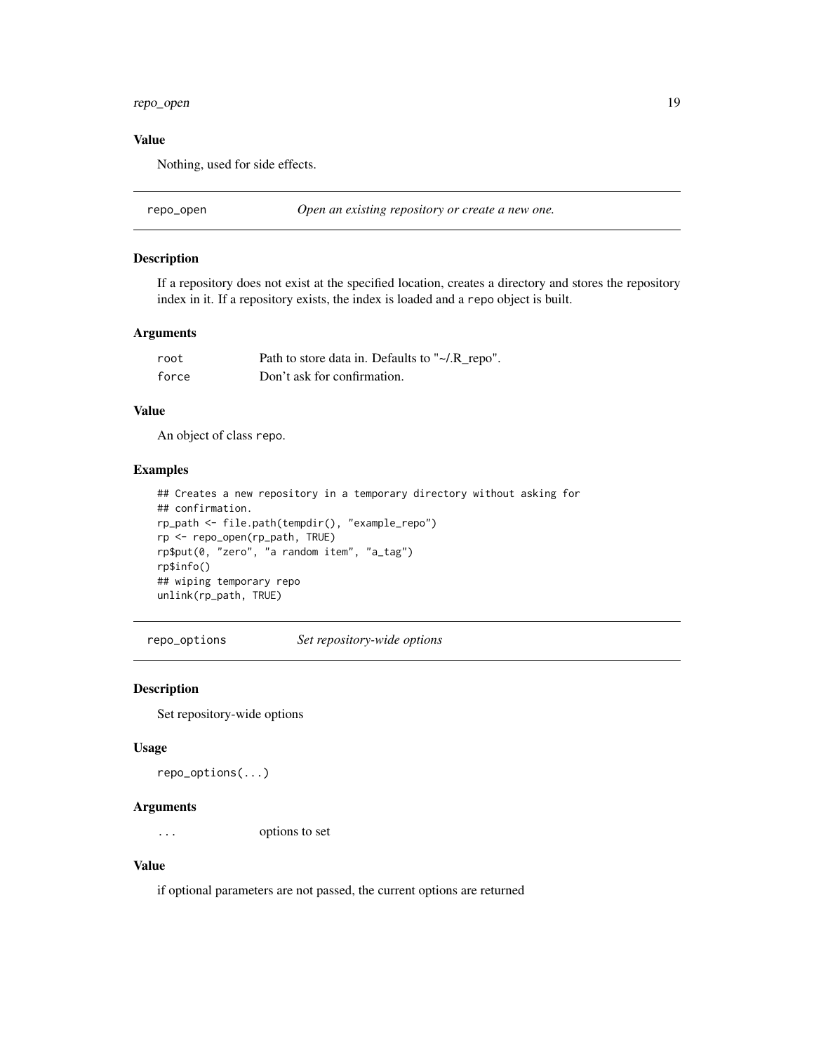### Value

Nothing, used for side effects.

---

## repo_open — *Open an existing repository or create a new one.*

### Description

If a repository does not exist at the specified location, creates a directory and stores the repository index in it. If a repository exists, the index is loaded and a `repo` object is built.

### Arguments

| | |
|---|---|
| `root` | Path to store data in. Defaults to "~/.R_repo". |
| `force` | Don't ask for confirmation. |

### Value

An object of class `repo`.

### Examples

```
## Creates a new repository in a temporary directory without asking for
## confirmation.
rp_path <- file.path(tempdir(), "example_repo")
rp <- repo_open(rp_path, TRUE)
rp$put(0, "zero", "a random item", "a_tag")
rp$info()
## wiping temporary repo
unlink(rp_path, TRUE)
```

---

## repo_options — *Set repository-wide options*

### Description

Set repository-wide options

### Usage

```
repo_options(...)
```

### Arguments

| | |
|---|---|
| `...` | options to set |

### Value

if optional parameters are not passed, the current options are returned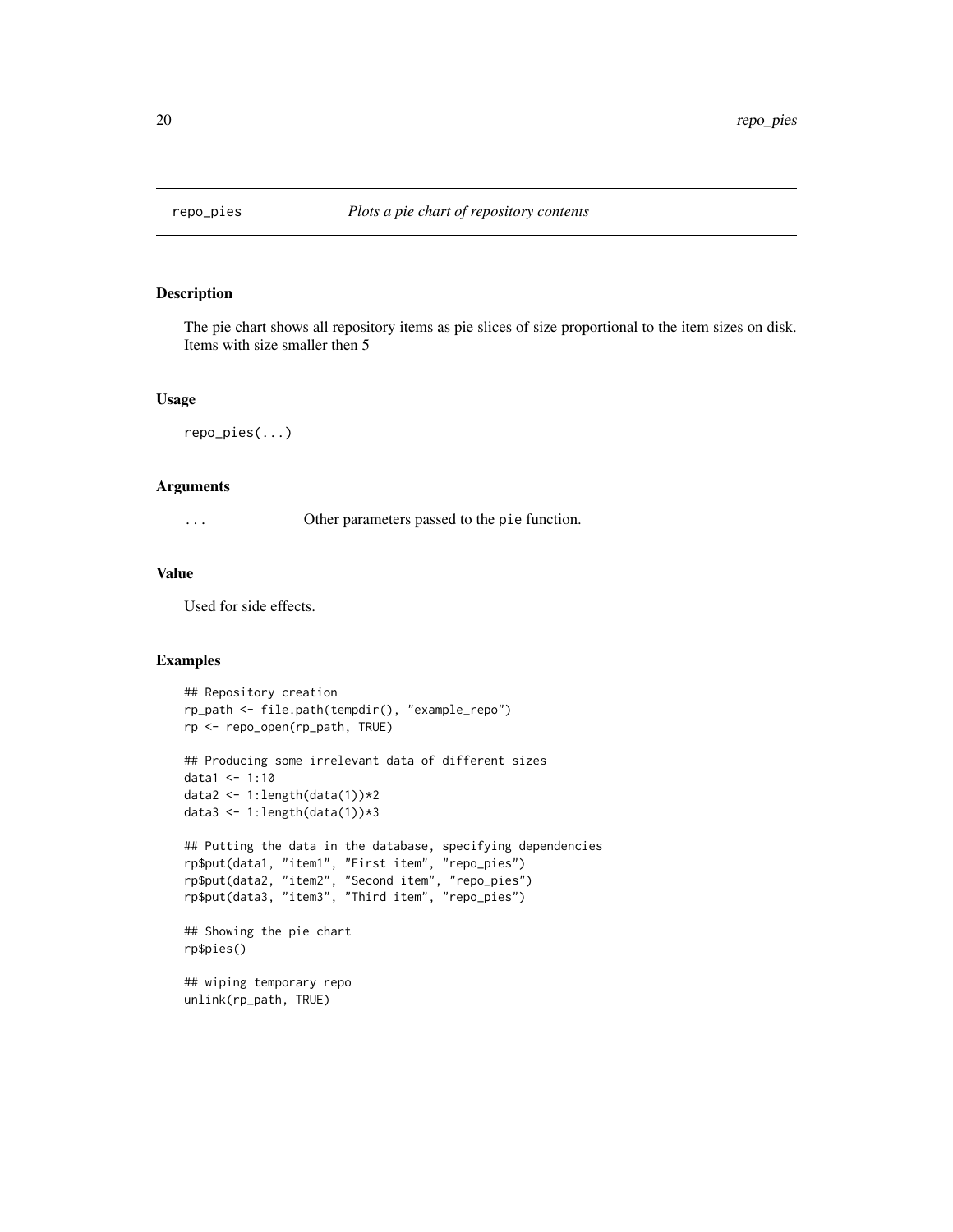# repo_pies — *Plots a pie chart of repository contents*

## Description

The pie chart shows all repository items as pie slices of size proportional to the item sizes on disk. Items with size smaller then 5

## Usage

```
repo_pies(...)
```

## Arguments

| | |
|---|---|
| `...` | Other parameters passed to the `pie` function. |

## Value

Used for side effects.

## Examples

```
## Repository creation
rp_path <- file.path(tempdir(), "example_repo")
rp <- repo_open(rp_path, TRUE)

## Producing some irrelevant data of different sizes
data1 <- 1:10
data2 <- 1:length(data(1))*2
data3 <- 1:length(data(1))*3

## Putting the data in the database, specifying dependencies
rp$put(data1, "item1", "First item", "repo_pies")
rp$put(data2, "item2", "Second item", "repo_pies")
rp$put(data3, "item3", "Third item", "repo_pies")

## Showing the pie chart
rp$pies()

## wiping temporary repo
unlink(rp_path, TRUE)
```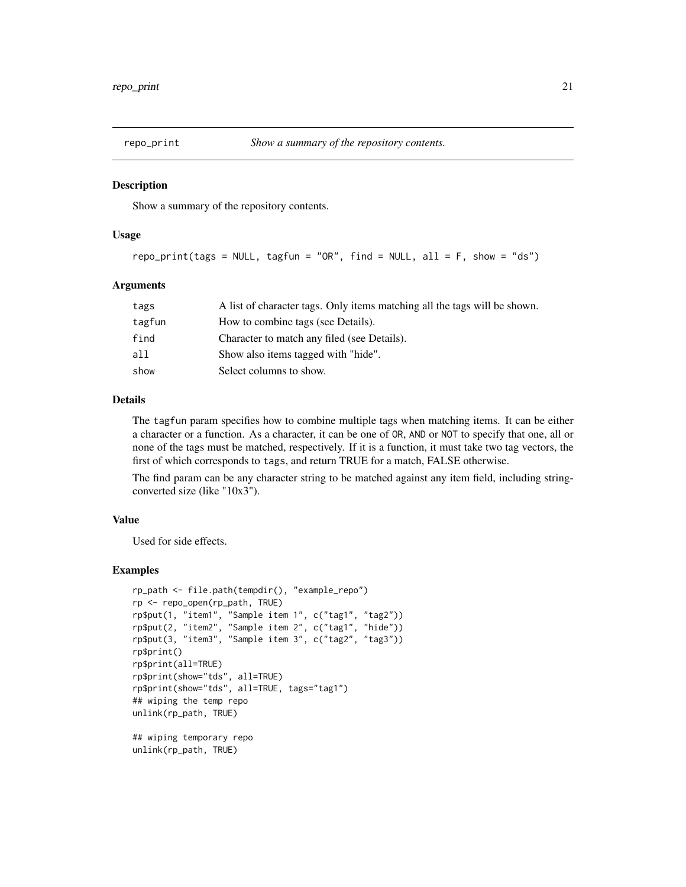## repo_print — *Show a summary of the repository contents.*

### Description

Show a summary of the repository contents.

### Usage

```
repo_print(tags = NULL, tagfun = "OR", find = NULL, all = F, show = "ds")
```

### Arguments

| | |
|---|---|
| tags | A list of character tags. Only items matching all the tags will be shown. |
| tagfun | How to combine tags (see Details). |
| find | Character to match any filed (see Details). |
| all | Show also items tagged with "hide". |
| show | Select columns to show. |

### Details

The tagfun param specifies how to combine multiple tags when matching items. It can be either a character or a function. As a character, it can be one of OR, AND or NOT to specify that one, all or none of the tags must be matched, respectively. If it is a function, it must take two tag vectors, the first of which corresponds to tags, and return TRUE for a match, FALSE otherwise.

The find param can be any character string to be matched against any item field, including string-converted size (like "10x3").

### Value

Used for side effects.

### Examples

```
rp_path <- file.path(tempdir(), "example_repo")
rp <- repo_open(rp_path, TRUE)
rp$put(1, "item1", "Sample item 1", c("tag1", "tag2"))
rp$put(2, "item2", "Sample item 2", c("tag1", "hide"))
rp$put(3, "item3", "Sample item 3", c("tag2", "tag3"))
rp$print()
rp$print(all=TRUE)
rp$print(show="tds", all=TRUE)
rp$print(show="tds", all=TRUE, tags="tag1")
## wiping the temp repo
unlink(rp_path, TRUE)

## wiping temporary repo
unlink(rp_path, TRUE)
```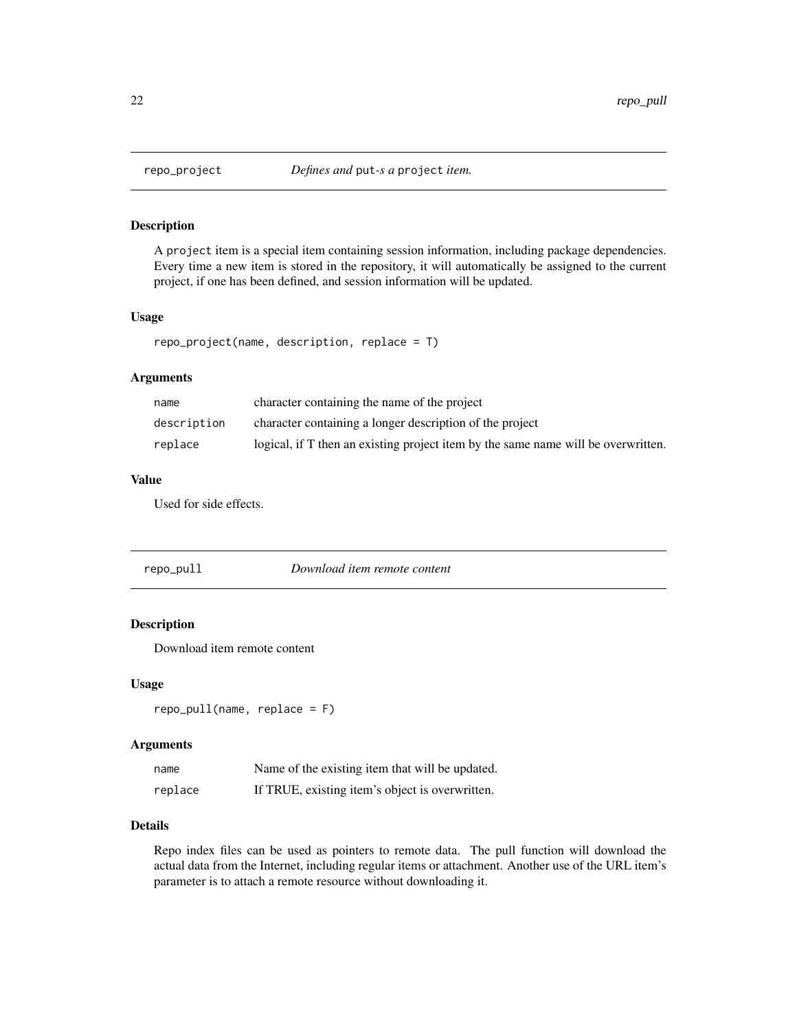## repo_project — *Defines and* `put`*-s a* `project` *item.*

### Description

A `project` item is a special item containing session information, including package dependencies. Every time a new item is stored in the repository, it will automatically be assigned to the current project, if one has been defined, and session information will be updated.

### Usage

```
repo_project(name, description, replace = T)
```

### Arguments

| | |
|---|---|
| `name` | character containing the name of the project |
| `description` | character containing a longer description of the project |
| `replace` | logical, if T then an existing project item by the same name will be overwritten. |

### Value

Used for side effects.

## repo_pull — *Download item remote content*

### Description

Download item remote content

### Usage

```
repo_pull(name, replace = F)
```

### Arguments

| | |
|---|---|
| `name` | Name of the existing item that will be updated. |
| `replace` | If TRUE, existing item's object is overwritten. |

### Details

Repo index files can be used as pointers to remote data. The pull function will download the actual data from the Internet, including regular items or attachment. Another use of the URL item's parameter is to attach a remote resource without downloading it.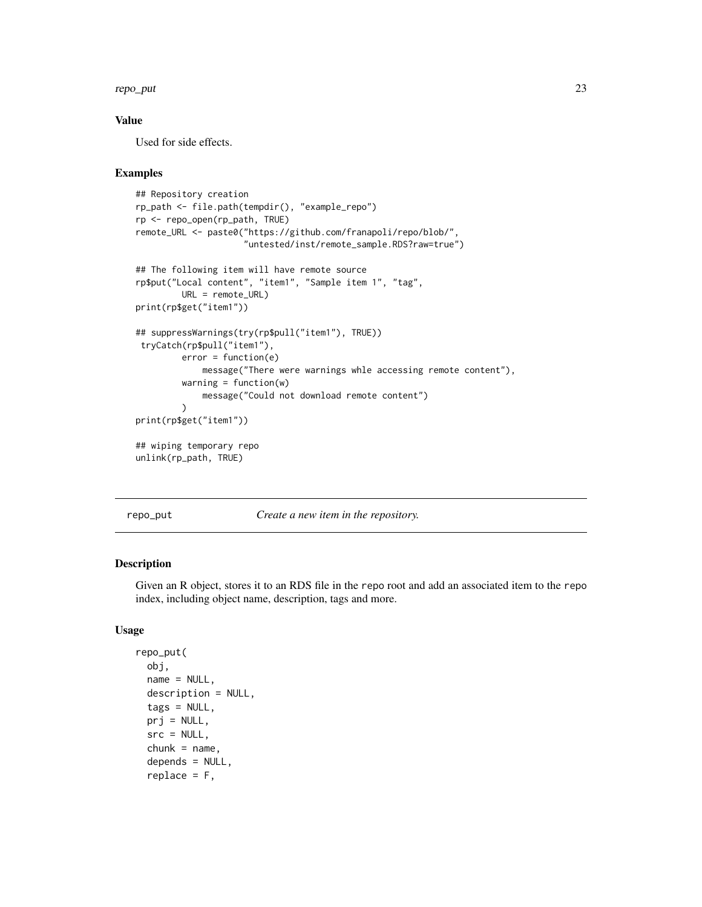## Value

Used for side effects.

## Examples

```
## Repository creation
rp_path <- file.path(tempdir(), "example_repo")
rp <- repo_open(rp_path, TRUE)
remote_URL <- paste0("https://github.com/franapoli/repo/blob/",
                     "untested/inst/remote_sample.RDS?raw=true")

## The following item will have remote source
rp$put("Local content", "item1", "Sample item 1", "tag",
        URL = remote_URL)
print(rp$get("item1"))

## suppressWarnings(try(rp$pull("item1"), TRUE))
 tryCatch(rp$pull("item1"),
        error = function(e)
            message("There were warnings whle accessing remote content"),
        warning = function(w)
            message("Could not download remote content")
        )
print(rp$get("item1"))

## wiping temporary repo
unlink(rp_path, TRUE)
```

---

# repo_put    *Create a new item in the repository.*

---

## Description

Given an R object, stores it to an RDS file in the repo root and add an associated item to the repo index, including object name, description, tags and more.

## Usage

```
repo_put(
  obj,
  name = NULL,
  description = NULL,
  tags = NULL,
  prj = NULL,
  src = NULL,
  chunk = name,
  depends = NULL,
  replace = F,
```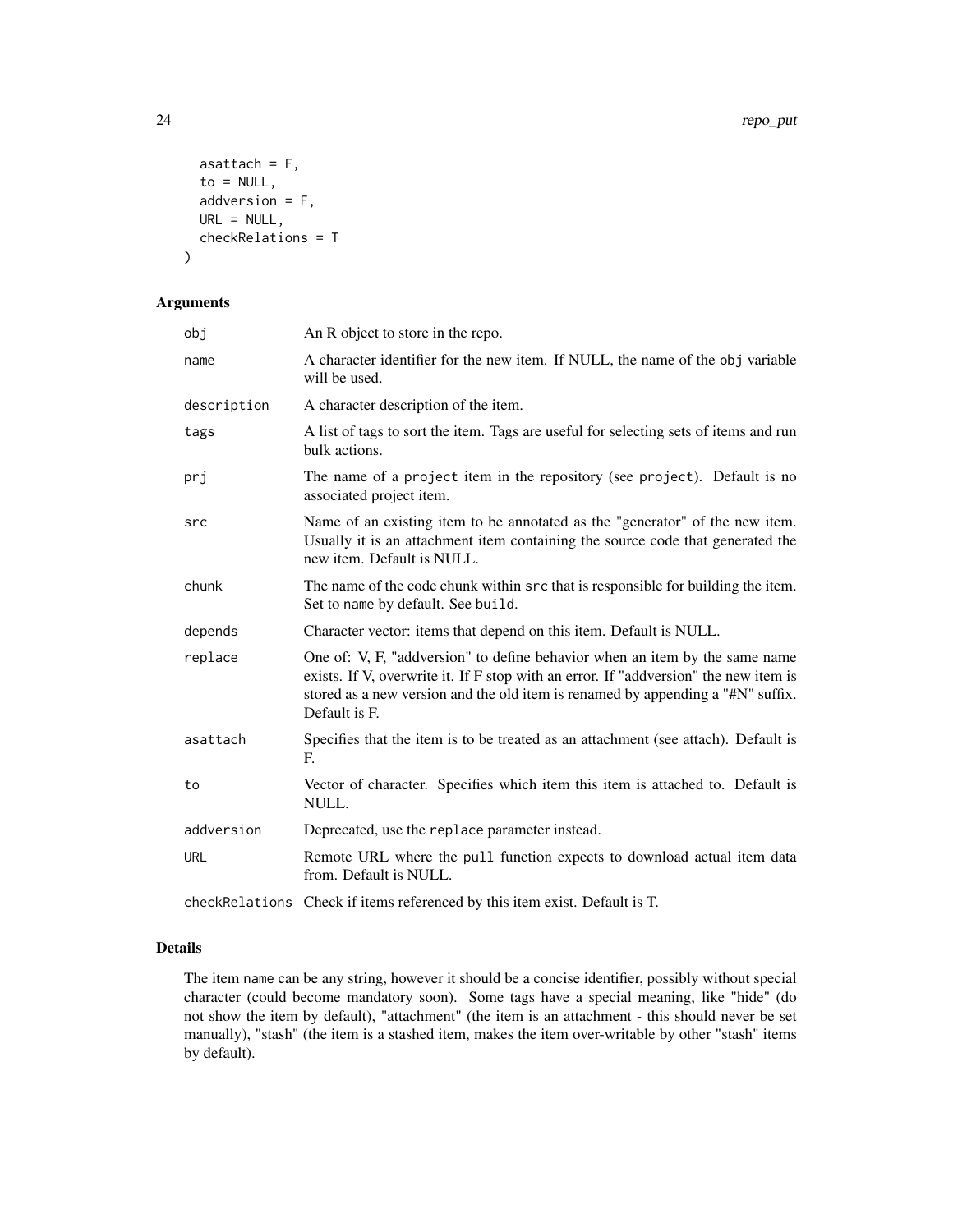```
  asattach = F,
  to = NULL,
  addversion = F,
  URL = NULL,
  checkRelations = T
)
```

## Arguments

| | |
|---|---|
| obj | An R object to store in the repo. |
| name | A character identifier for the new item. If NULL, the name of the obj variable will be used. |
| description | A character description of the item. |
| tags | A list of tags to sort the item. Tags are useful for selecting sets of items and run bulk actions. |
| prj | The name of a project item in the repository (see project). Default is no associated project item. |
| src | Name of an existing item to be annotated as the "generator" of the new item. Usually it is an attachment item containing the source code that generated the new item. Default is NULL. |
| chunk | The name of the code chunk within src that is responsible for building the item. Set to name by default. See build. |
| depends | Character vector: items that depend on this item. Default is NULL. |
| replace | One of: V, F, "addversion" to define behavior when an item by the same name exists. If V, overwrite it. If F stop with an error. If "addversion" the new item is stored as a new version and the old item is renamed by appending a "#N" suffix. Default is F. |
| asattach | Specifies that the item is to be treated as an attachment (see attach). Default is F. |
| to | Vector of character. Specifies which item this item is attached to. Default is NULL. |
| addversion | Deprecated, use the replace parameter instead. |
| URL | Remote URL where the pull function expects to download actual item data from. Default is NULL. |
| checkRelations | Check if items referenced by this item exist. Default is T. |

## Details

The item name can be any string, however it should be a concise identifier, possibly without special character (could become mandatory soon). Some tags have a special meaning, like "hide" (do not show the item by default), "attachment" (the item is an attachment - this should never be set manually), "stash" (the item is a stashed item, makes the item over-writable by other "stash" items by default).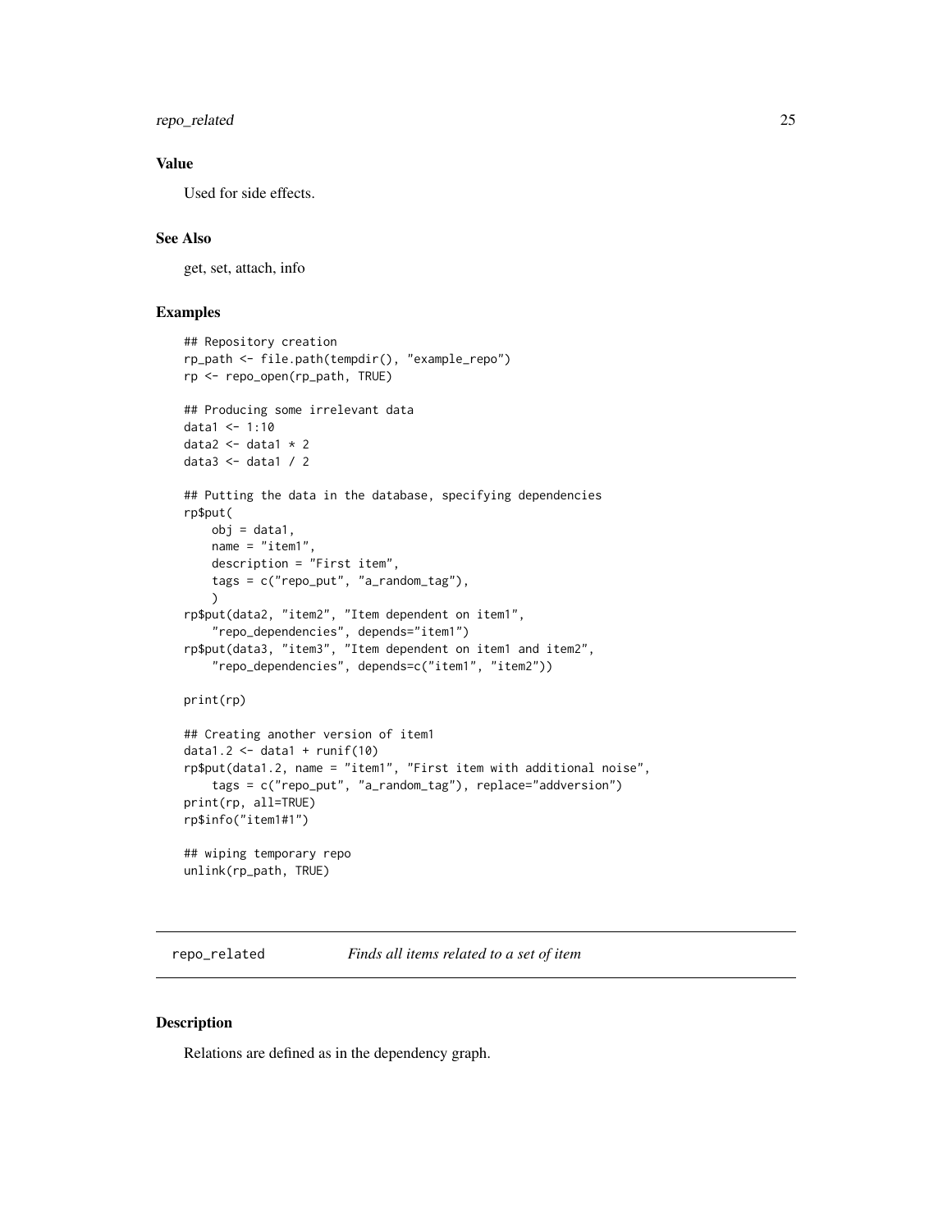### Value

Used for side effects.

### See Also

get, set, attach, info

### Examples

```
## Repository creation
rp_path <- file.path(tempdir(), "example_repo")
rp <- repo_open(rp_path, TRUE)

## Producing some irrelevant data
data1 <- 1:10
data2 <- data1 * 2
data3 <- data1 / 2

## Putting the data in the database, specifying dependencies
rp$put(
    obj = data1,
    name = "item1",
    description = "First item",
    tags = c("repo_put", "a_random_tag"),
    )
rp$put(data2, "item2", "Item dependent on item1",
    "repo_dependencies", depends="item1")
rp$put(data3, "item3", "Item dependent on item1 and item2",
    "repo_dependencies", depends=c("item1", "item2"))

print(rp)

## Creating another version of item1
data1.2 <- data1 + runif(10)
rp$put(data1.2, name = "item1", "First item with additional noise",
    tags = c("repo_put", "a_random_tag"), replace="addversion")
print(rp, all=TRUE)
rp$info("item1#1")

## wiping temporary repo
unlink(rp_path, TRUE)
```

## repo_related    *Finds all items related to a set of item*

### Description

Relations are defined as in the dependency graph.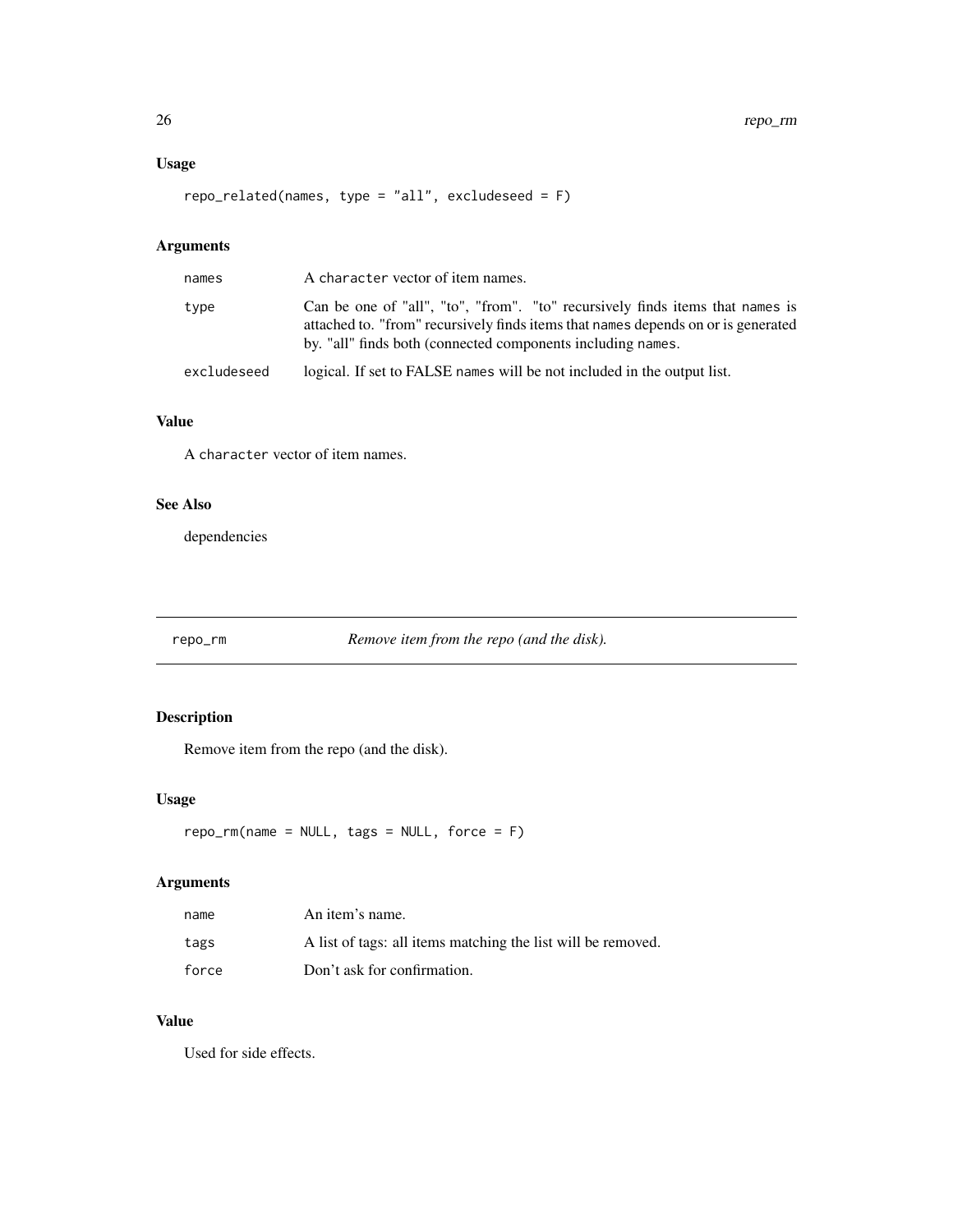## Usage

```
repo_related(names, type = "all", excludeseed = F)
```

## Arguments

| | |
|---|---|
| names | A character vector of item names. |
| type | Can be one of "all", "to", "from". "to" recursively finds items that names is attached to. "from" recursively finds items that names depends on or is generated by. "all" finds both (connected components including names. |
| excludeseed | logical. If set to FALSE names will be not included in the output list. |

## Value

A character vector of item names.

## See Also

dependencies

---

# repo_rm — *Remove item from the repo (and the disk).*

## Description

Remove item from the repo (and the disk).

## Usage

```
repo_rm(name = NULL, tags = NULL, force = F)
```

## Arguments

| | |
|---|---|
| name | An item's name. |
| tags | A list of tags: all items matching the list will be removed. |
| force | Don't ask for confirmation. |

## Value

Used for side effects.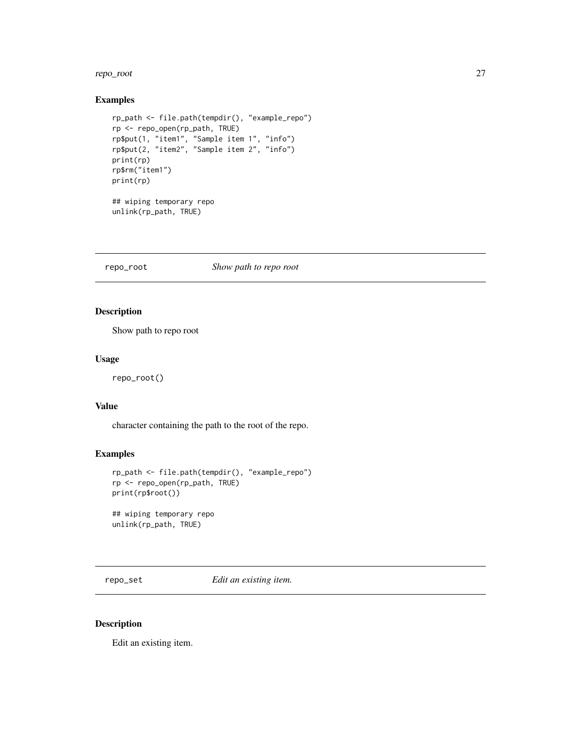## Examples

```
rp_path <- file.path(tempdir(), "example_repo")
rp <- repo_open(rp_path, TRUE)
rp$put(1, "item1", "Sample item 1", "info")
rp$put(2, "item2", "Sample item 2", "info")
print(rp)
rp$rm("item1")
print(rp)

## wiping temporary repo
unlink(rp_path, TRUE)
```

---

# repo_root    *Show path to repo root*

---

## Description

Show path to repo root

## Usage

```
repo_root()
```

## Value

character containing the path to the root of the repo.

## Examples

```
rp_path <- file.path(tempdir(), "example_repo")
rp <- repo_open(rp_path, TRUE)
print(rp$root())

## wiping temporary repo
unlink(rp_path, TRUE)
```

---

# repo_set    *Edit an existing item.*

---

## Description

Edit an existing item.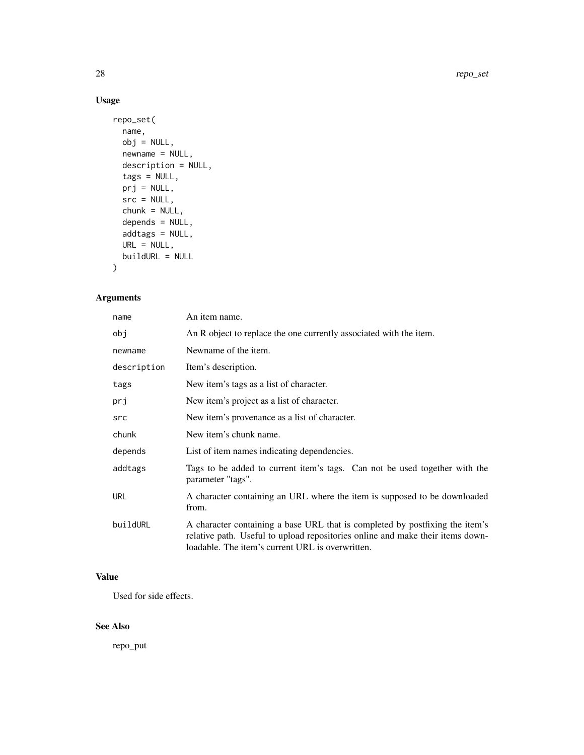## Usage

```
repo_set(
  name,
  obj = NULL,
  newname = NULL,
  description = NULL,
  tags = NULL,
  prj = NULL,
  src = NULL,
  chunk = NULL,
  depends = NULL,
  addtags = NULL,
  URL = NULL,
  buildURL = NULL
)
```

## Arguments

| | |
|---|---|
| `name` | An item name. |
| `obj` | An R object to replace the one currently associated with the item. |
| `newname` | Newname of the item. |
| `description` | Item's description. |
| `tags` | New item's tags as a list of character. |
| `prj` | New item's project as a list of character. |
| `src` | New item's provenance as a list of character. |
| `chunk` | New item's chunk name. |
| `depends` | List of item names indicating dependencies. |
| `addtags` | Tags to be added to current item's tags. Can not be used together with the parameter "tags". |
| `URL` | A character containing an URL where the item is supposed to be downloaded from. |
| `buildURL` | A character containing a base URL that is completed by postfixing the item's relative path. Useful to upload repositories online and make their items downloadable. The item's current URL is overwritten. |

## Value

Used for side effects.

## See Also

repo_put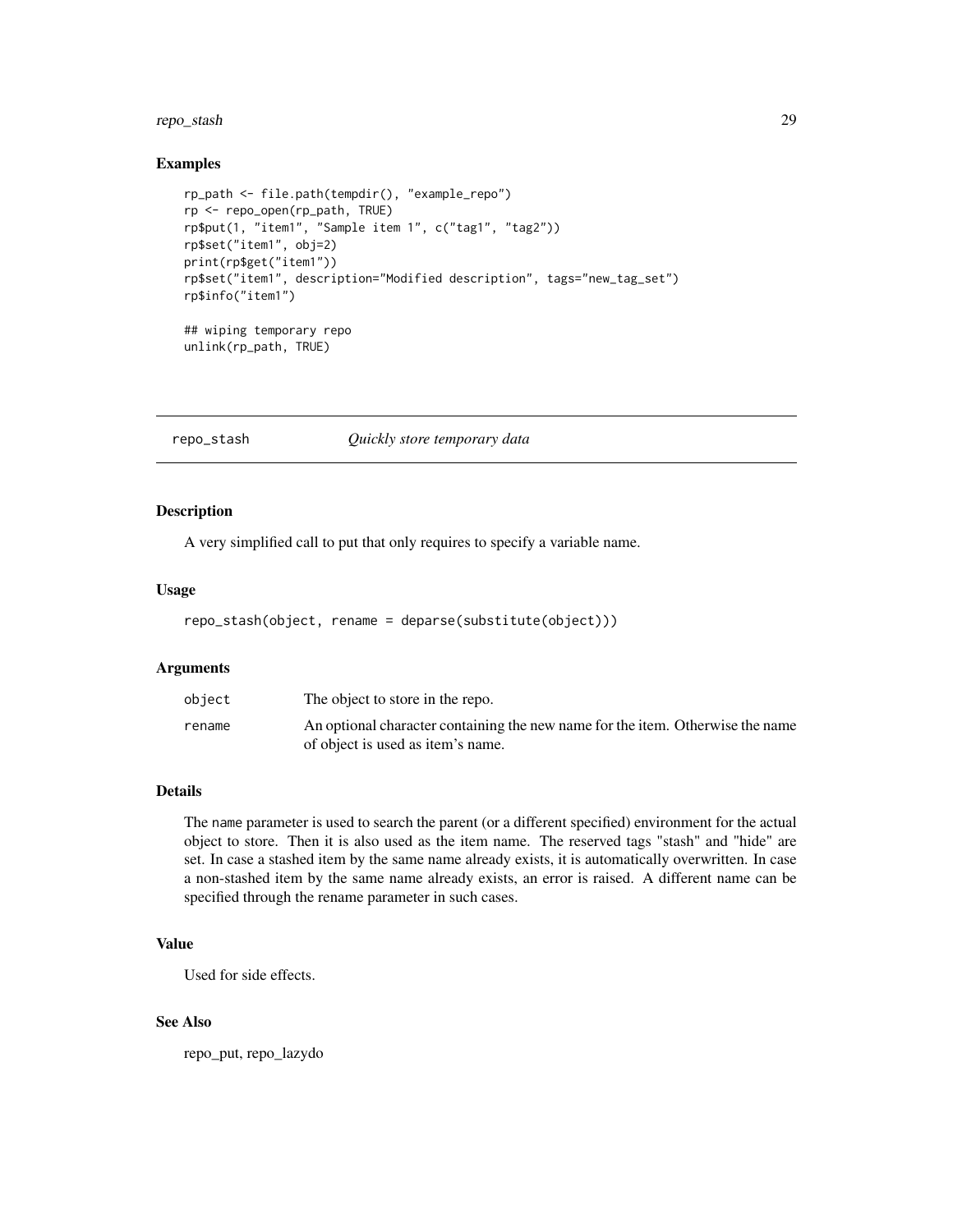### Examples

```
rp_path <- file.path(tempdir(), "example_repo")
rp <- repo_open(rp_path, TRUE)
rp$put(1, "item1", "Sample item 1", c("tag1", "tag2"))
rp$set("item1", obj=2)
print(rp$get("item1"))
rp$set("item1", description="Modified description", tags="new_tag_set")
rp$info("item1")

## wiping temporary repo
unlink(rp_path, TRUE)
```

---

## repo_stash    *Quickly store temporary data*

---

### Description

A very simplified call to put that only requires to specify a variable name.

### Usage

```
repo_stash(object, rename = deparse(substitute(object)))
```

### Arguments

| | |
|---|---|
| object | The object to store in the repo. |
| rename | An optional character containing the new name for the item. Otherwise the name of object is used as item's name. |

### Details

The name parameter is used to search the parent (or a different specified) environment for the actual object to store. Then it is also used as the item name. The reserved tags "stash" and "hide" are set. In case a stashed item by the same name already exists, it is automatically overwritten. In case a non-stashed item by the same name already exists, an error is raised. A different name can be specified through the rename parameter in such cases.

### Value

Used for side effects.

### See Also

repo_put, repo_lazydo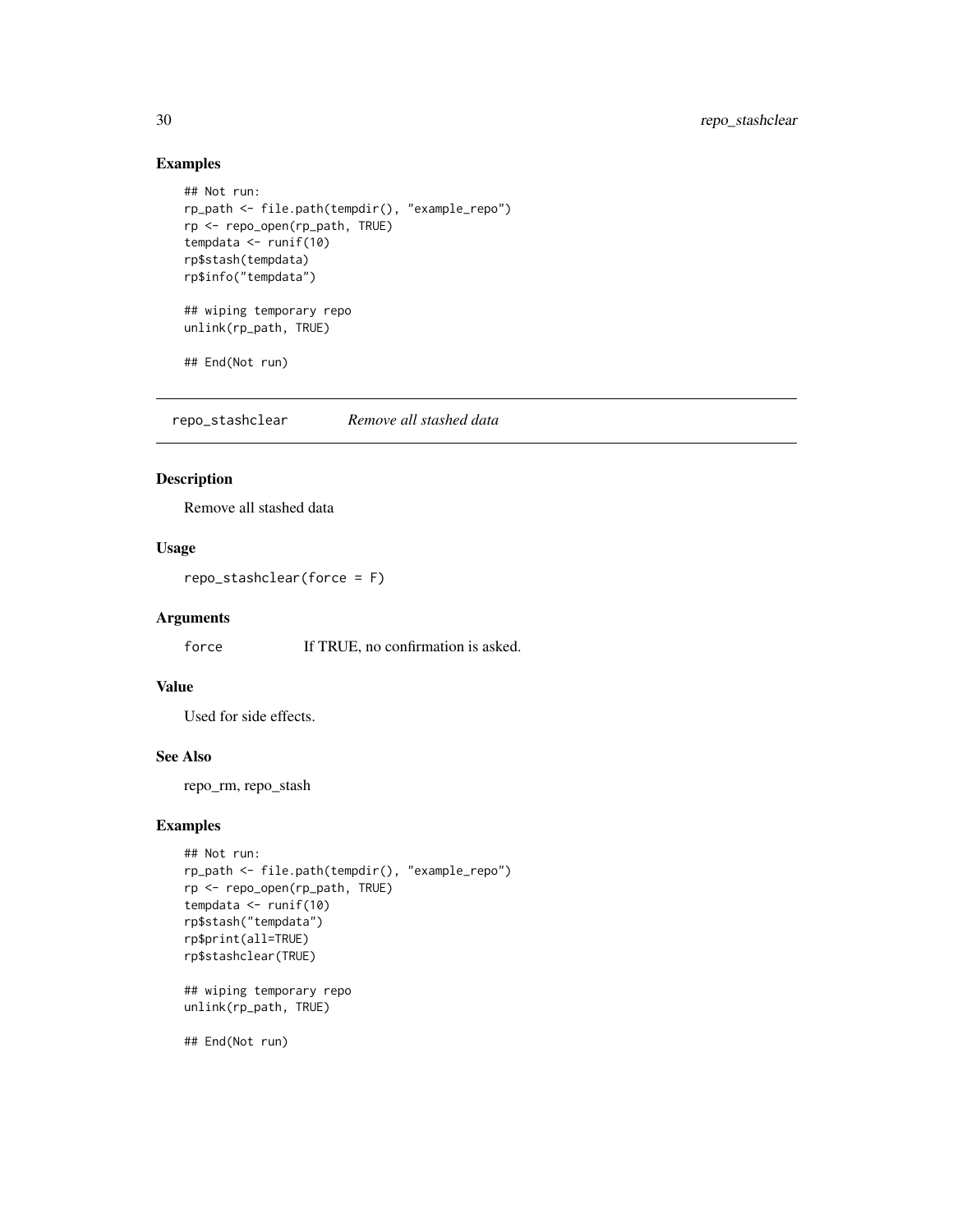## Examples

```
## Not run:
rp_path <- file.path(tempdir(), "example_repo")
rp <- repo_open(rp_path, TRUE)
tempdata <- runif(10)
rp$stash(tempdata)
rp$info("tempdata")

## wiping temporary repo
unlink(rp_path, TRUE)

## End(Not run)
```

---

# repo_stashclear *Remove all stashed data*

## Description

Remove all stashed data

## Usage

```
repo_stashclear(force = F)
```

## Arguments

| | |
|---|---|
| force | If TRUE, no confirmation is asked. |

## Value

Used for side effects.

## See Also

repo_rm, repo_stash

## Examples

```
## Not run:
rp_path <- file.path(tempdir(), "example_repo")
rp <- repo_open(rp_path, TRUE)
tempdata <- runif(10)
rp$stash("tempdata")
rp$print(all=TRUE)
rp$stashclear(TRUE)

## wiping temporary repo
unlink(rp_path, TRUE)

## End(Not run)
```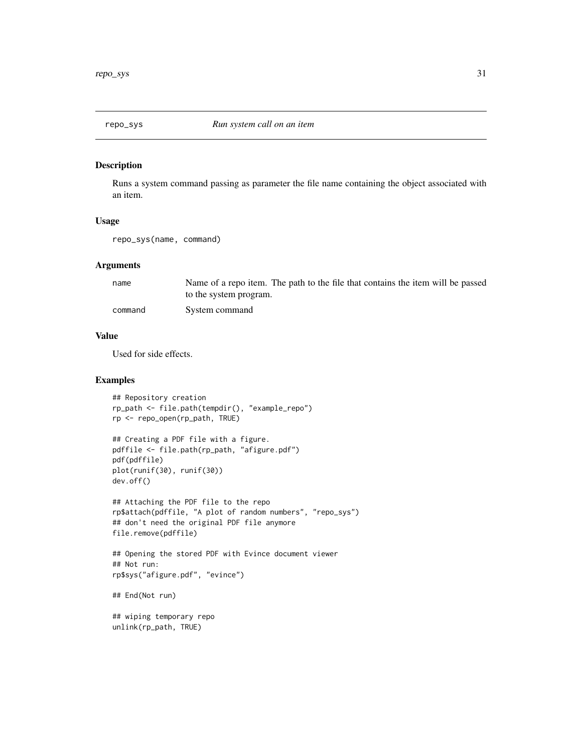## repo_sys *Run system call on an item*

### Description

Runs a system command passing as parameter the file name containing the object associated with an item.

### Usage

```
repo_sys(name, command)
```

### Arguments

| | |
|---|---|
| name | Name of a repo item. The path to the file that contains the item will be passed to the system program. |
| command | System command |

### Value

Used for side effects.

### Examples

```
## Repository creation
rp_path <- file.path(tempdir(), "example_repo")
rp <- repo_open(rp_path, TRUE)

## Creating a PDF file with a figure.
pdffile <- file.path(rp_path, "afigure.pdf")
pdf(pdffile)
plot(runif(30), runif(30))
dev.off()

## Attaching the PDF file to the repo
rp$attach(pdffile, "A plot of random numbers", "repo_sys")
## don't need the original PDF file anymore
file.remove(pdffile)

## Opening the stored PDF with Evince document viewer
## Not run:
rp$sys("afigure.pdf", "evince")

## End(Not run)

## wiping temporary repo
unlink(rp_path, TRUE)
```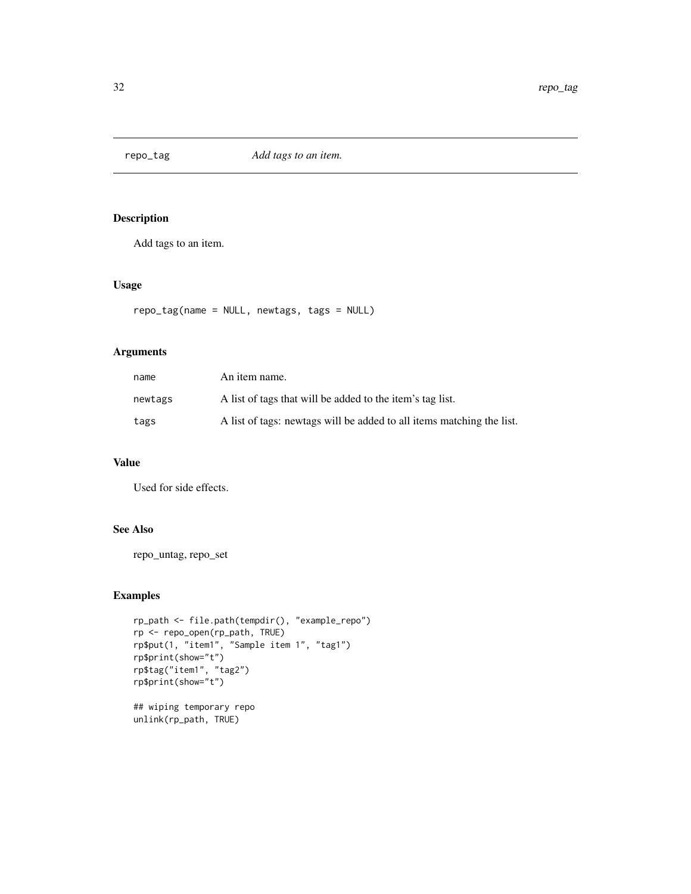## repo_tag *Add tags to an item.*

### Description

Add tags to an item.

### Usage

```
repo_tag(name = NULL, newtags, tags = NULL)
```

### Arguments

| | |
|---|---|
| name | An item name. |
| newtags | A list of tags that will be added to the item's tag list. |
| tags | A list of tags: newtags will be added to all items matching the list. |

### Value

Used for side effects.

### See Also

repo_untag, repo_set

### Examples

```
rp_path <- file.path(tempdir(), "example_repo")
rp <- repo_open(rp_path, TRUE)
rp$put(1, "item1", "Sample item 1", "tag1")
rp$print(show="t")
rp$tag("item1", "tag2")
rp$print(show="t")

## wiping temporary repo
unlink(rp_path, TRUE)
```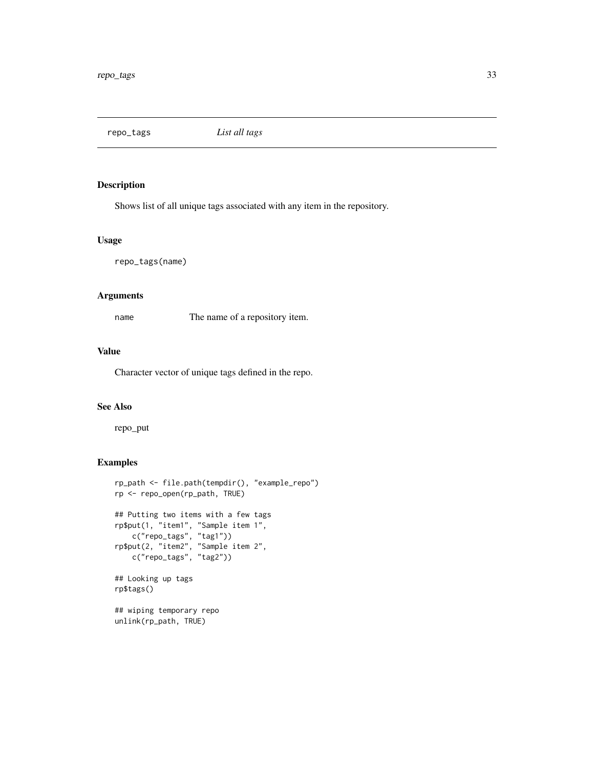## repo_tags *List all tags*

### Description

Shows list of all unique tags associated with any item in the repository.

### Usage

```
repo_tags(name)
```

### Arguments

| | |
|---|---|
| name | The name of a repository item. |

### Value

Character vector of unique tags defined in the repo.

### See Also

repo_put

### Examples

```
rp_path <- file.path(tempdir(), "example_repo")
rp <- repo_open(rp_path, TRUE)

## Putting two items with a few tags
rp$put(1, "item1", "Sample item 1",
    c("repo_tags", "tag1"))
rp$put(2, "item2", "Sample item 2",
    c("repo_tags", "tag2"))

## Looking up tags
rp$tags()

## wiping temporary repo
unlink(rp_path, TRUE)
```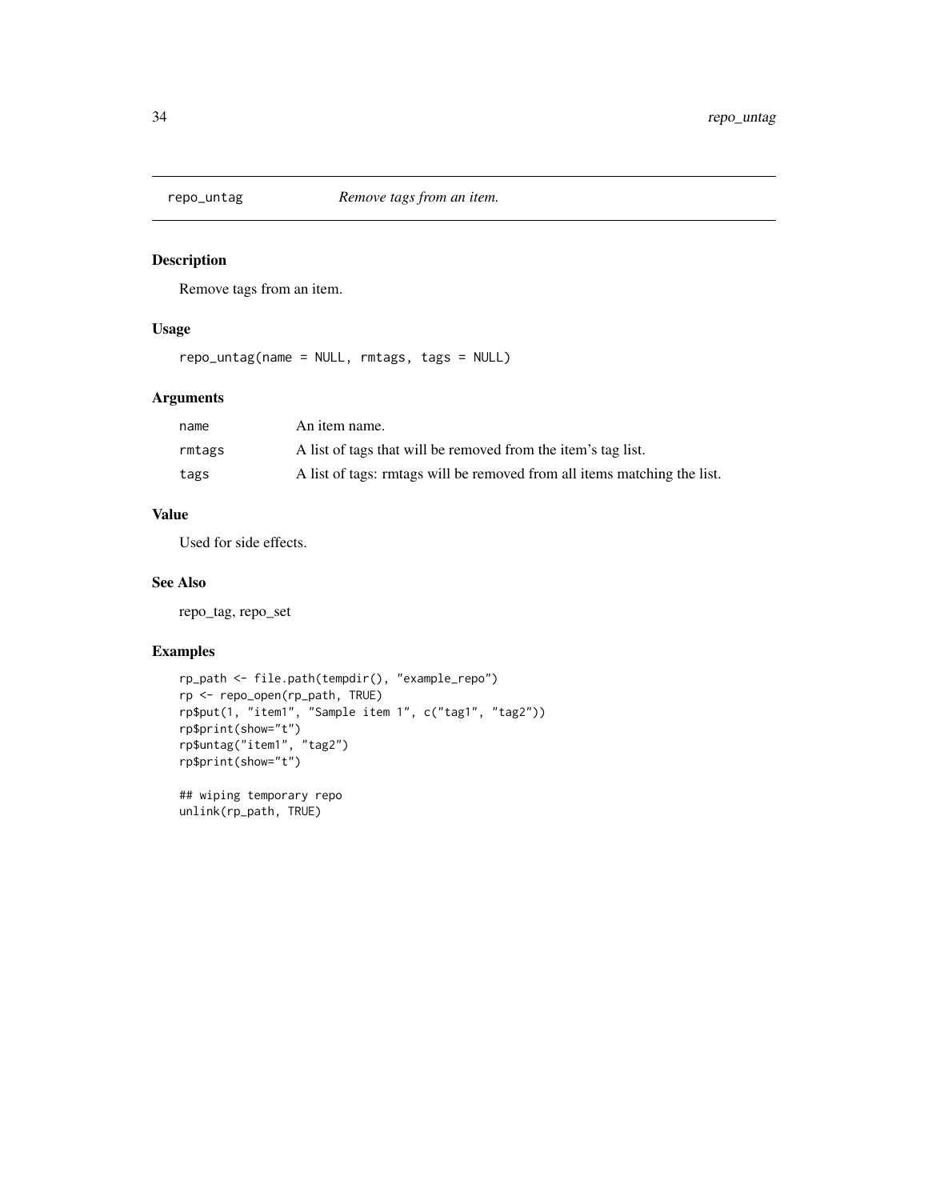## repo_untag *Remove tags from an item.*

### Description

Remove tags from an item.

### Usage

```
repo_untag(name = NULL, rmtags, tags = NULL)
```

### Arguments

| | |
|---|---|
| name | An item name. |
| rmtags | A list of tags that will be removed from the item's tag list. |
| tags | A list of tags: rmtags will be removed from all items matching the list. |

### Value

Used for side effects.

### See Also

repo_tag, repo_set

### Examples

```
rp_path <- file.path(tempdir(), "example_repo")
rp <- repo_open(rp_path, TRUE)
rp$put(1, "item1", "Sample item 1", c("tag1", "tag2"))
rp$print(show="t")
rp$untag("item1", "tag2")
rp$print(show="t")

## wiping temporary repo
unlink(rp_path, TRUE)
```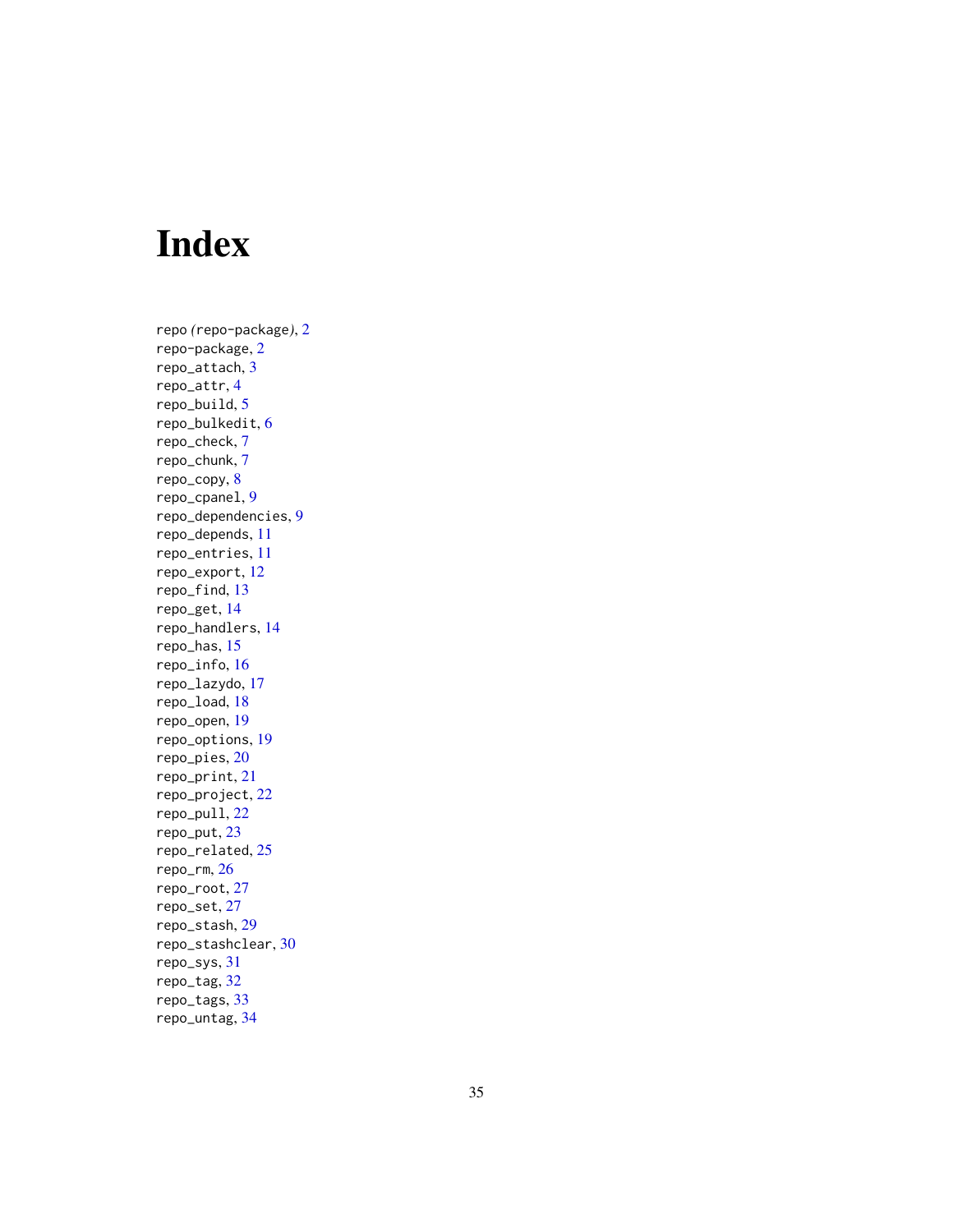# Index

repo (repo-package), 2
repo-package, 2
repo_attach, 3
repo_attr, 4
repo_build, 5
repo_bulkedit, 6
repo_check, 7
repo_chunk, 7
repo_copy, 8
repo_cpanel, 9
repo_dependencies, 9
repo_depends, 11
repo_entries, 11
repo_export, 12
repo_find, 13
repo_get, 14
repo_handlers, 14
repo_has, 15
repo_info, 16
repo_lazydo, 17
repo_load, 18
repo_open, 19
repo_options, 19
repo_pies, 20
repo_print, 21
repo_project, 22
repo_pull, 22
repo_put, 23
repo_related, 25
repo_rm, 26
repo_root, 27
repo_set, 27
repo_stash, 29
repo_stashclear, 30
repo_sys, 31
repo_tag, 32
repo_tags, 33
repo_untag, 34